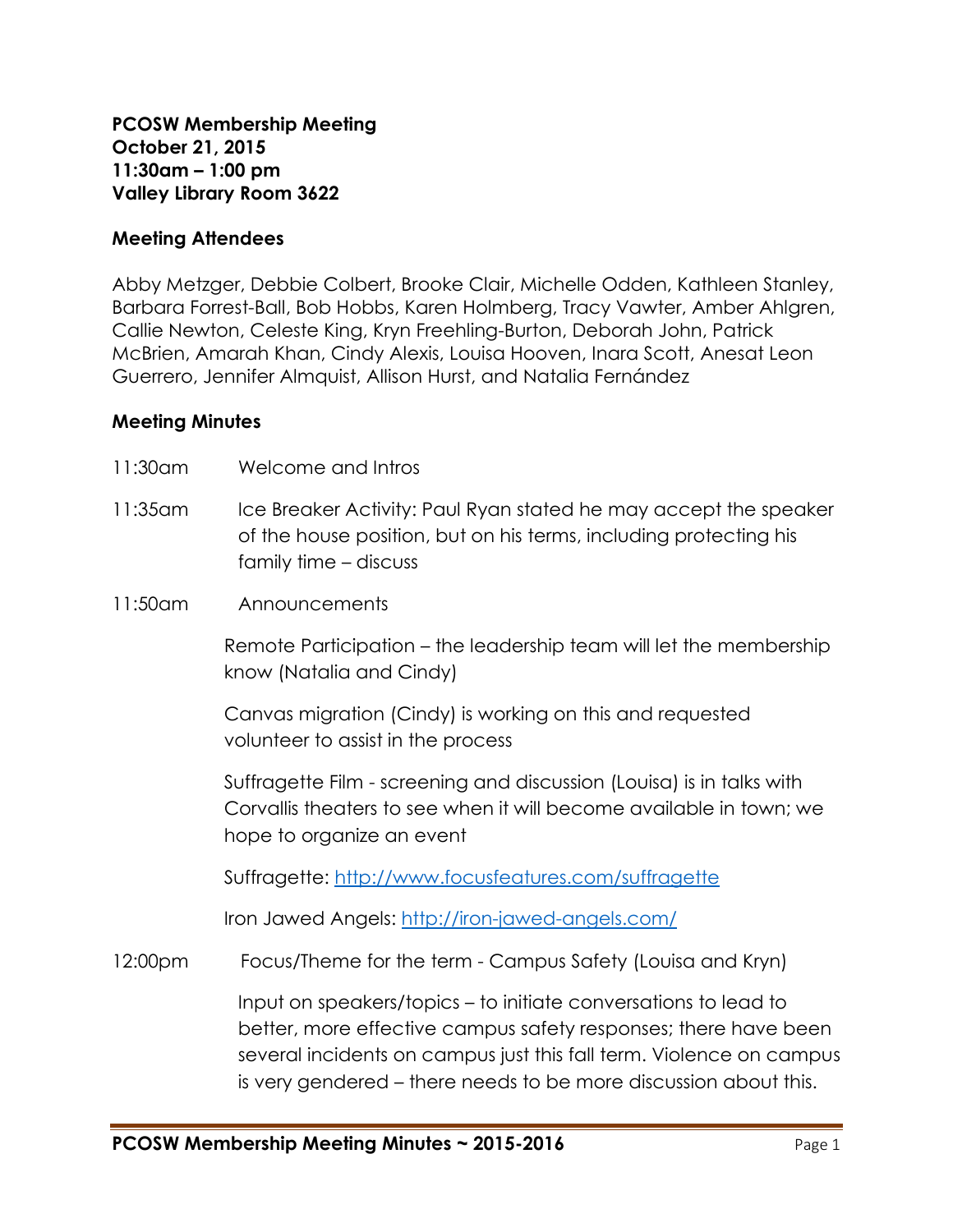**PCOSW Membership Meeting**
**October 21, 2015**
**11:30am – 1:00 pm**
**Valley Library Room 3622**

**Meeting Attendees**

Abby Metzger, Debbie Colbert, Brooke Clair, Michelle Odden, Kathleen Stanley, Barbara Forrest-Ball, Bob Hobbs, Karen Holmberg, Tracy Vawter, Amber Ahlgren, Callie Newton, Celeste King, Kryn Freehling-Burton, Deborah John, Patrick McBrien, Amarah Khan, Cindy Alexis, Louisa Hooven, Inara Scott, Anesat Leon Guerrero, Jennifer Almquist, Allison Hurst, and Natalia Fernández

**Meeting Minutes**

11:30am Welcome and Intros

11:35am Ice Breaker Activity: Paul Ryan stated he may accept the speaker of the house position, but on his terms, including protecting his family time – discuss

11:50am Announcements

Remote Participation – the leadership team will let the membership know (Natalia and Cindy)

Canvas migration (Cindy) is working on this and requested volunteer to assist in the process

Suffragette Film - screening and discussion (Louisa) is in talks with Corvallis theaters to see when it will become available in town; we hope to organize an event

Suffragette: http://www.focusfeatures.com/suffragette

Iron Jawed Angels: http://iron-jawed-angels.com/

12:00pm Focus/Theme for the term - Campus Safety (Louisa and Kryn)

Input on speakers/topics – to initiate conversations to lead to better, more effective campus safety responses; there have been several incidents on campus just this fall term. Violence on campus is very gendered – there needs to be more discussion about this.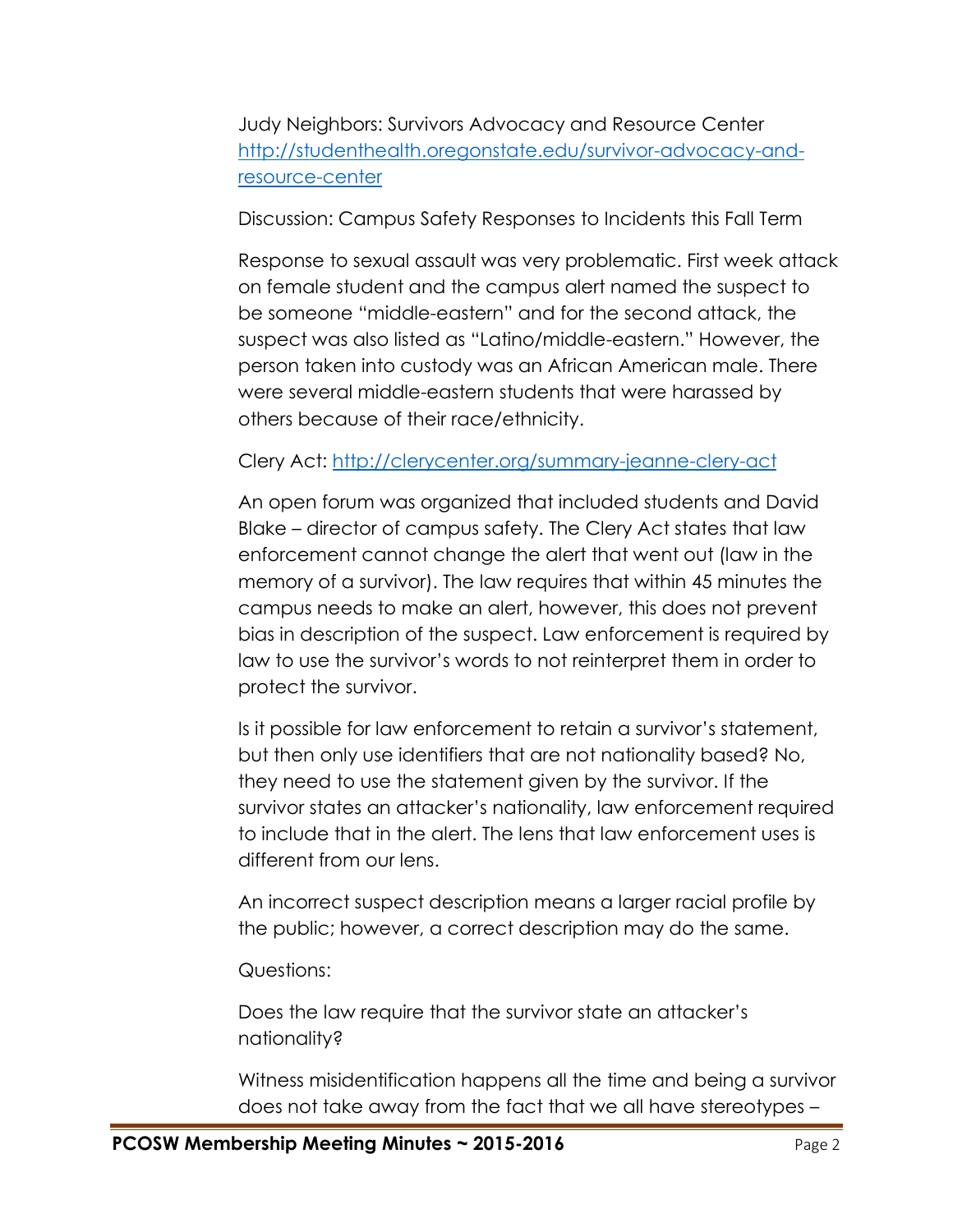Judy Neighbors: Survivors Advocacy and Resource Center
[http://studenthealth.oregonstate.edu/survivor-advocacy-and-resource-center](http://studenthealth.oregonstate.edu/survivor-advocacy-and-resource-center)

Discussion: Campus Safety Responses to Incidents this Fall Term

Response to sexual assault was very problematic. First week attack on female student and the campus alert named the suspect to be someone "middle-eastern" and for the second attack, the suspect was also listed as "Latino/middle-eastern." However, the person taken into custody was an African American male. There were several middle-eastern students that were harassed by others because of their race/ethnicity.

Clery Act: [http://clerycenter.org/summary-jeanne-clery-act](http://clerycenter.org/summary-jeanne-clery-act)

An open forum was organized that included students and David Blake – director of campus safety. The Clery Act states that law enforcement cannot change the alert that went out (law in the memory of a survivor). The law requires that within 45 minutes the campus needs to make an alert, however, this does not prevent bias in description of the suspect. Law enforcement is required by law to use the survivor's words to not reinterpret them in order to protect the survivor.

Is it possible for law enforcement to retain a survivor's statement, but then only use identifiers that are not nationality based? No, they need to use the statement given by the survivor. If the survivor states an attacker's nationality, law enforcement required to include that in the alert. The lens that law enforcement uses is different from our lens.

An incorrect suspect description means a larger racial profile by the public; however, a correct description may do the same.

Questions:

Does the law require that the survivor state an attacker's nationality?

Witness misidentification happens all the time and being a survivor does not take away from the fact that we all have stereotypes –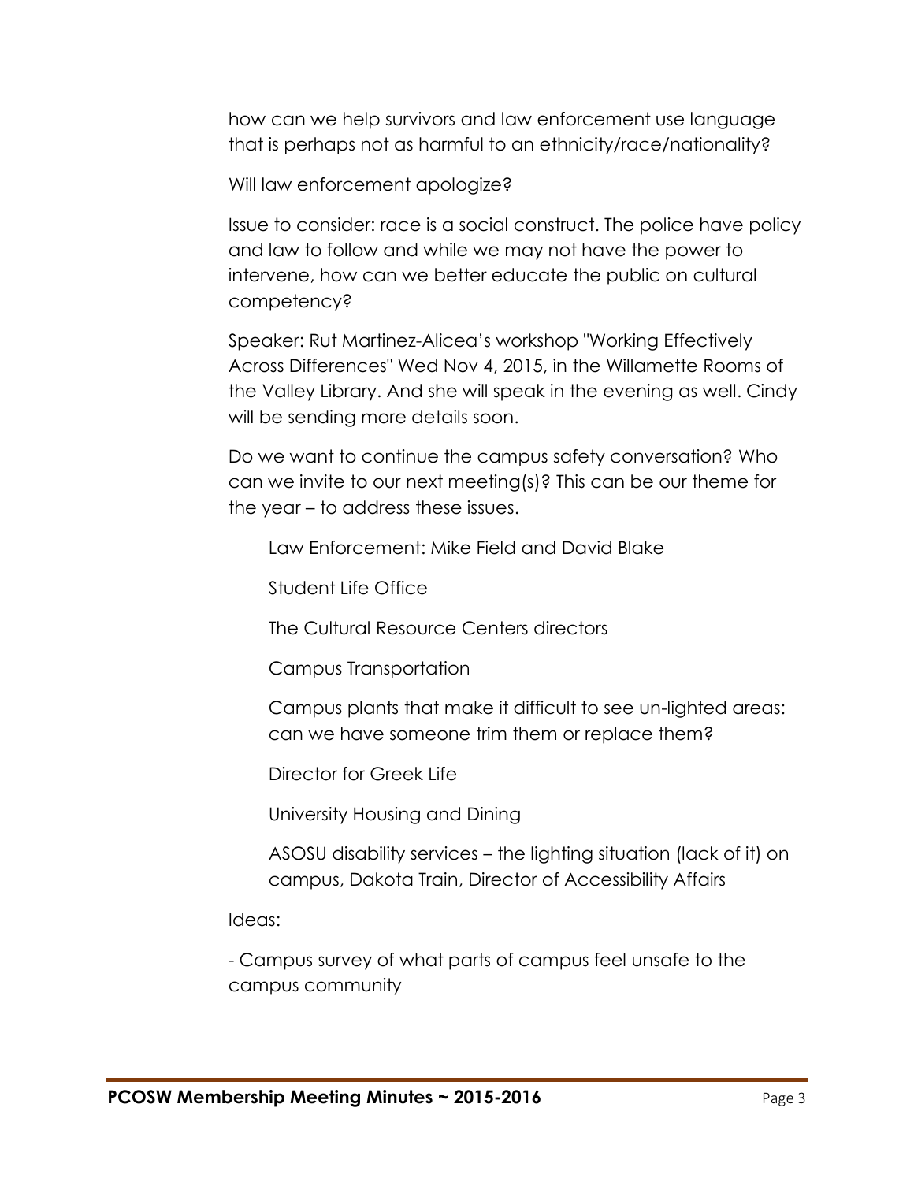how can we help survivors and law enforcement use language that is perhaps not as harmful to an ethnicity/race/nationality?

Will law enforcement apologize?

Issue to consider: race is a social construct. The police have policy and law to follow and while we may not have the power to intervene, how can we better educate the public on cultural competency?

Speaker: Rut Martinez-Alicea's workshop "Working Effectively Across Differences" Wed Nov 4, 2015, in the Willamette Rooms of the Valley Library. And she will speak in the evening as well. Cindy will be sending more details soon.

Do we want to continue the campus safety conversation? Who can we invite to our next meeting(s)? This can be our theme for the year – to address these issues.

> Law Enforcement: Mike Field and David Blake
>
> Student Life Office
>
> The Cultural Resource Centers directors
>
> Campus Transportation
>
> Campus plants that make it difficult to see un-lighted areas: can we have someone trim them or replace them?
>
> Director for Greek Life
>
> University Housing and Dining
>
> ASOSU disability services – the lighting situation (lack of it) on campus, Dakota Train, Director of Accessibility Affairs

Ideas:

- Campus survey of what parts of campus feel unsafe to the campus community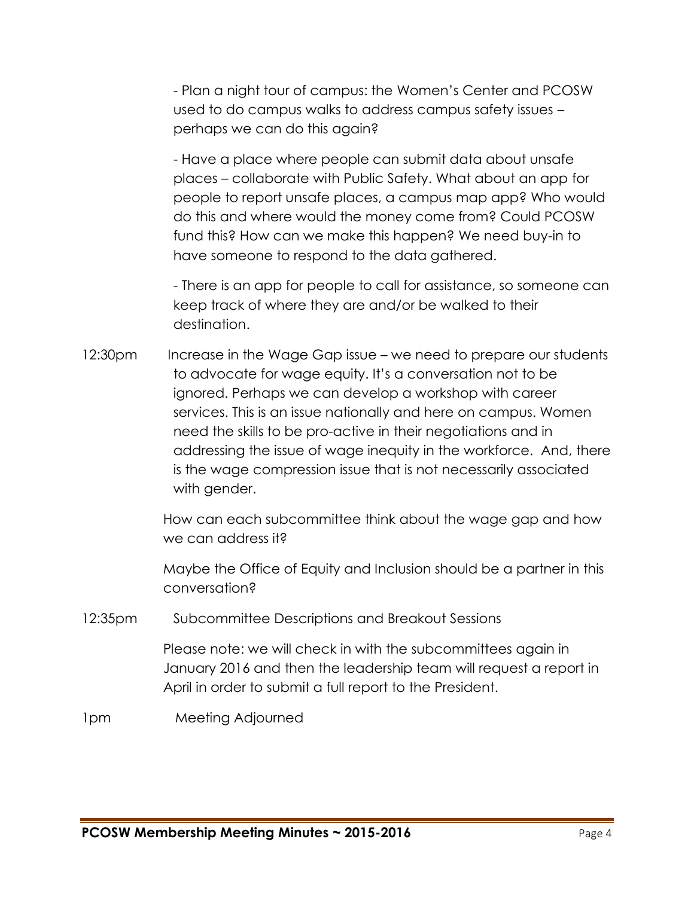- Plan a night tour of campus: the Women's Center and PCOSW used to do campus walks to address campus safety issues – perhaps we can do this again?

- Have a place where people can submit data about unsafe places – collaborate with Public Safety. What about an app for people to report unsafe places, a campus map app? Who would do this and where would the money come from? Could PCOSW fund this? How can we make this happen? We need buy-in to have someone to respond to the data gathered.

- There is an app for people to call for assistance, so someone can keep track of where they are and/or be walked to their destination.

12:30pm Increase in the Wage Gap issue – we need to prepare our students to advocate for wage equity. It's a conversation not to be ignored. Perhaps we can develop a workshop with career services. This is an issue nationally and here on campus. Women need the skills to be pro-active in their negotiations and in addressing the issue of wage inequity in the workforce. And, there is the wage compression issue that is not necessarily associated with gender.

How can each subcommittee think about the wage gap and how we can address it?

Maybe the Office of Equity and Inclusion should be a partner in this conversation?

12:35pm Subcommittee Descriptions and Breakout Sessions

Please note: we will check in with the subcommittees again in January 2016 and then the leadership team will request a report in April in order to submit a full report to the President.

1pm Meeting Adjourned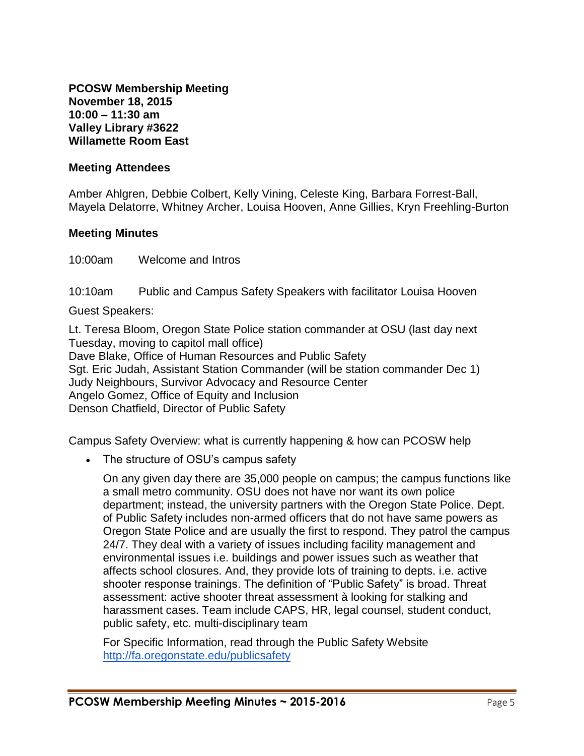**PCOSW Membership Meeting**
**November 18, 2015**
**10:00 – 11:30 am**
**Valley Library #3622**
**Willamette Room East**

**Meeting Attendees**

Amber Ahlgren, Debbie Colbert, Kelly Vining, Celeste King, Barbara Forrest-Ball, Mayela Delatorre, Whitney Archer, Louisa Hooven, Anne Gillies, Kryn Freehling-Burton

**Meeting Minutes**

10:00am Welcome and Intros

10:10am Public and Campus Safety Speakers with facilitator Louisa Hooven

Guest Speakers:

Lt. Teresa Bloom, Oregon State Police station commander at OSU (last day next Tuesday, moving to capitol mall office)
Dave Blake, Office of Human Resources and Public Safety
Sgt. Eric Judah, Assistant Station Commander (will be station commander Dec 1)
Judy Neighbours, Survivor Advocacy and Resource Center
Angelo Gomez, Office of Equity and Inclusion
Denson Chatfield, Director of Public Safety

Campus Safety Overview: what is currently happening & how can PCOSW help

- The structure of OSU's campus safety

  On any given day there are 35,000 people on campus; the campus functions like a small metro community. OSU does not have nor want its own police department; instead, the university partners with the Oregon State Police. Dept. of Public Safety includes non-armed officers that do not have same powers as Oregon State Police and are usually the first to respond. They patrol the campus 24/7. They deal with a variety of issues including facility management and environmental issues i.e. buildings and power issues such as weather that affects school closures. And, they provide lots of training to depts. i.e. active shooter response trainings. The definition of "Public Safety" is broad. Threat assessment: active shooter threat assessment à looking for stalking and harassment cases. Team include CAPS, HR, legal counsel, student conduct, public safety, etc. multi-disciplinary team

  For Specific Information, read through the Public Safety Website [http://fa.oregonstate.edu/publicsafety](http://fa.oregonstate.edu/publicsafety)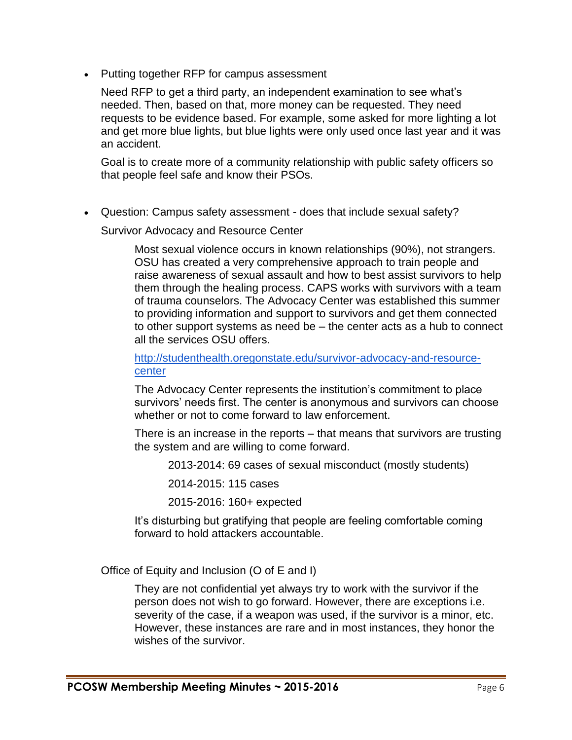- Putting together RFP for campus assessment

  Need RFP to get a third party, an independent examination to see what's needed. Then, based on that, more money can be requested. They need requests to be evidence based. For example, some asked for more lighting a lot and get more blue lights, but blue lights were only used once last year and it was an accident.

  Goal is to create more of a community relationship with public safety officers so that people feel safe and know their PSOs.

- Question: Campus safety assessment - does that include sexual safety?

  Survivor Advocacy and Resource Center

  > Most sexual violence occurs in known relationships (90%), not strangers. OSU has created a very comprehensive approach to train people and raise awareness of sexual assault and how to best assist survivors to help them through the healing process. CAPS works with survivors with a team of trauma counselors. The Advocacy Center was established this summer to providing information and support to survivors and get them connected to other support systems as need be – the center acts as a hub to connect all the services OSU offers.
  >
  > [http://studenthealth.oregonstate.edu/survivor-advocacy-and-resource-center](http://studenthealth.oregonstate.edu/survivor-advocacy-and-resource-center)
  >
  > The Advocacy Center represents the institution's commitment to place survivors' needs first. The center is anonymous and survivors can choose whether or not to come forward to law enforcement.
  >
  > There is an increase in the reports – that means that survivors are trusting the system and are willing to come forward.
  >
  > > 2013-2014: 69 cases of sexual misconduct (mostly students)
  > >
  > > 2014-2015: 115 cases
  > >
  > > 2015-2016: 160+ expected
  >
  > It's disturbing but gratifying that people are feeling comfortable coming forward to hold attackers accountable.

  Office of Equity and Inclusion (O of E and I)

  > They are not confidential yet always try to work with the survivor if the person does not wish to go forward. However, there are exceptions i.e. severity of the case, if a weapon was used, if the survivor is a minor, etc. However, these instances are rare and in most instances, they honor the wishes of the survivor.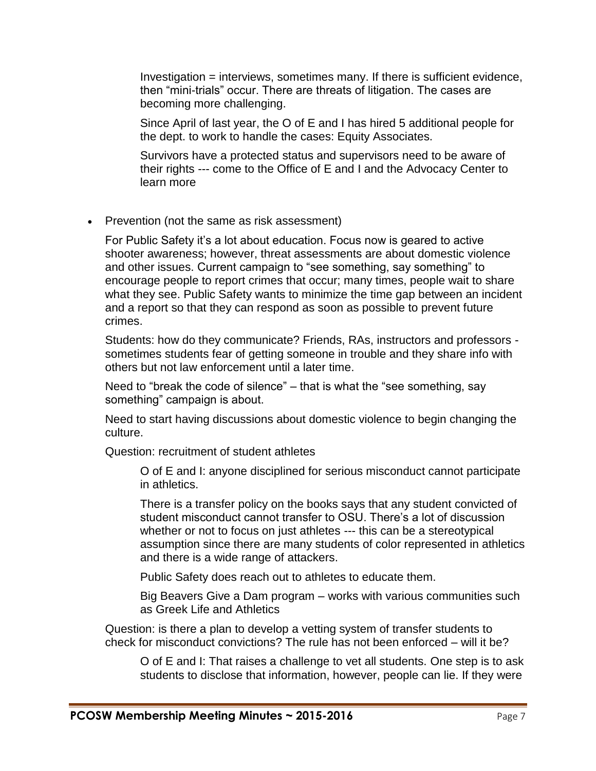Investigation = interviews, sometimes many. If there is sufficient evidence, then "mini-trials" occur. There are threats of litigation. The cases are becoming more challenging.

Since April of last year, the O of E and I has hired 5 additional people for the dept. to work to handle the cases: Equity Associates.

Survivors have a protected status and supervisors need to be aware of their rights --- come to the Office of E and I and the Advocacy Center to learn more

- Prevention (not the same as risk assessment)

  For Public Safety it's a lot about education. Focus now is geared to active shooter awareness; however, threat assessments are about domestic violence and other issues. Current campaign to "see something, say something" to encourage people to report crimes that occur; many times, people wait to share what they see. Public Safety wants to minimize the time gap between an incident and a report so that they can respond as soon as possible to prevent future crimes.

  Students: how do they communicate? Friends, RAs, instructors and professors - sometimes students fear of getting someone in trouble and they share info with others but not law enforcement until a later time.

  Need to "break the code of silence" – that is what the "see something, say something" campaign is about.

  Need to start having discussions about domestic violence to begin changing the culture.

  Question: recruitment of student athletes

  > O of E and I: anyone disciplined for serious misconduct cannot participate in athletics.
  >
  > There is a transfer policy on the books says that any student convicted of student misconduct cannot transfer to OSU. There's a lot of discussion whether or not to focus on just athletes --- this can be a stereotypical assumption since there are many students of color represented in athletics and there is a wide range of attackers.
  >
  > Public Safety does reach out to athletes to educate them.
  >
  > Big Beavers Give a Dam program – works with various communities such as Greek Life and Athletics

  Question: is there a plan to develop a vetting system of transfer students to check for misconduct convictions? The rule has not been enforced – will it be?

  > O of E and I: That raises a challenge to vet all students. One step is to ask students to disclose that information, however, people can lie. If they were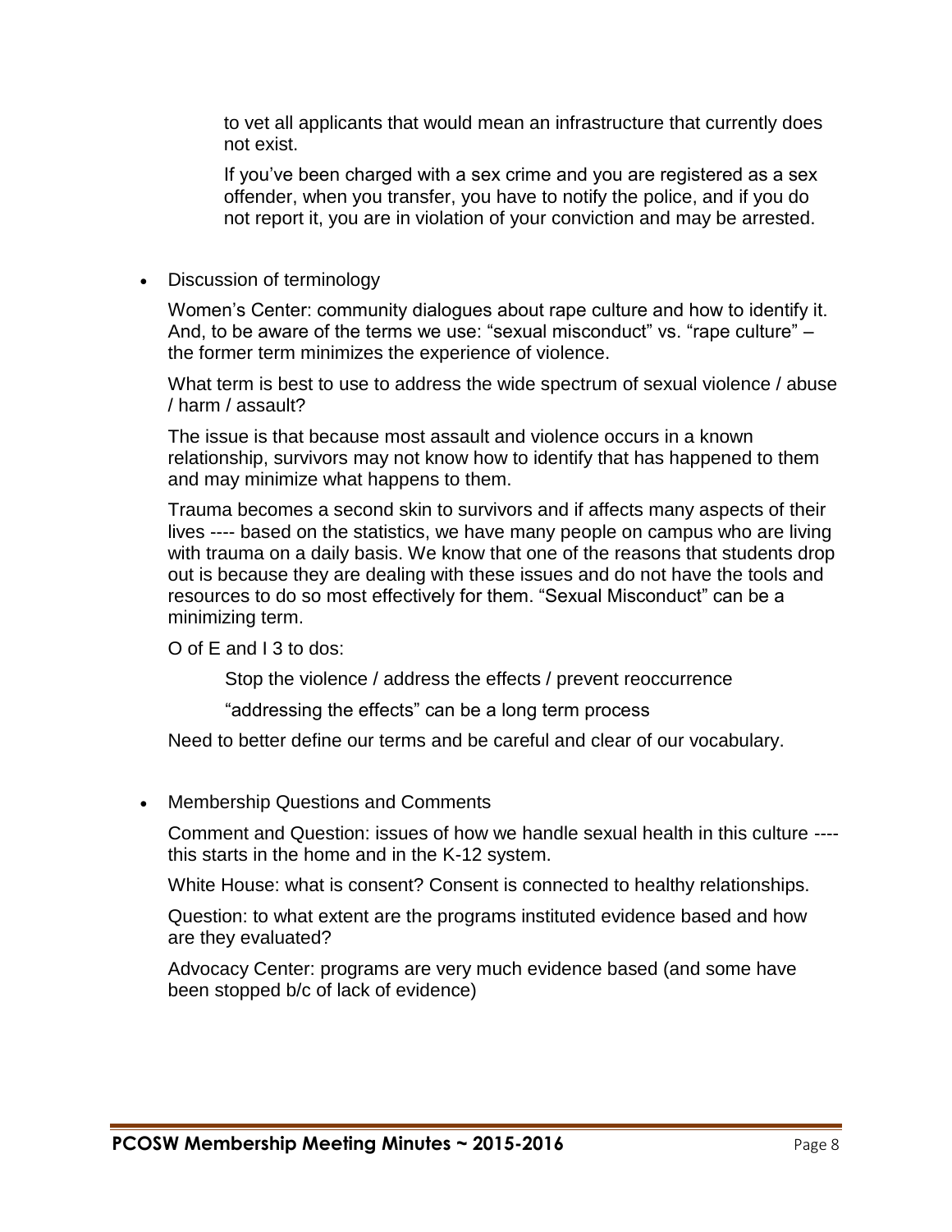to vet all applicants that would mean an infrastructure that currently does not exist.

If you've been charged with a sex crime and you are registered as a sex offender, when you transfer, you have to notify the police, and if you do not report it, you are in violation of your conviction and may be arrested.

- Discussion of terminology

  Women's Center: community dialogues about rape culture and how to identify it. And, to be aware of the terms we use: "sexual misconduct" vs. "rape culture" – the former term minimizes the experience of violence.

  What term is best to use to address the wide spectrum of sexual violence / abuse / harm / assault?

  The issue is that because most assault and violence occurs in a known relationship, survivors may not know how to identify that has happened to them and may minimize what happens to them.

  Trauma becomes a second skin to survivors and if affects many aspects of their lives ---- based on the statistics, we have many people on campus who are living with trauma on a daily basis. We know that one of the reasons that students drop out is because they are dealing with these issues and do not have the tools and resources to do so most effectively for them. "Sexual Misconduct" can be a minimizing term.

  O of E and I 3 to dos:

  Stop the violence / address the effects / prevent reoccurrence

  "addressing the effects" can be a long term process

  Need to better define our terms and be careful and clear of our vocabulary.

- Membership Questions and Comments

  Comment and Question: issues of how we handle sexual health in this culture ---- this starts in the home and in the K-12 system.

  White House: what is consent? Consent is connected to healthy relationships.

  Question: to what extent are the programs instituted evidence based and how are they evaluated?

  Advocacy Center: programs are very much evidence based (and some have been stopped b/c of lack of evidence)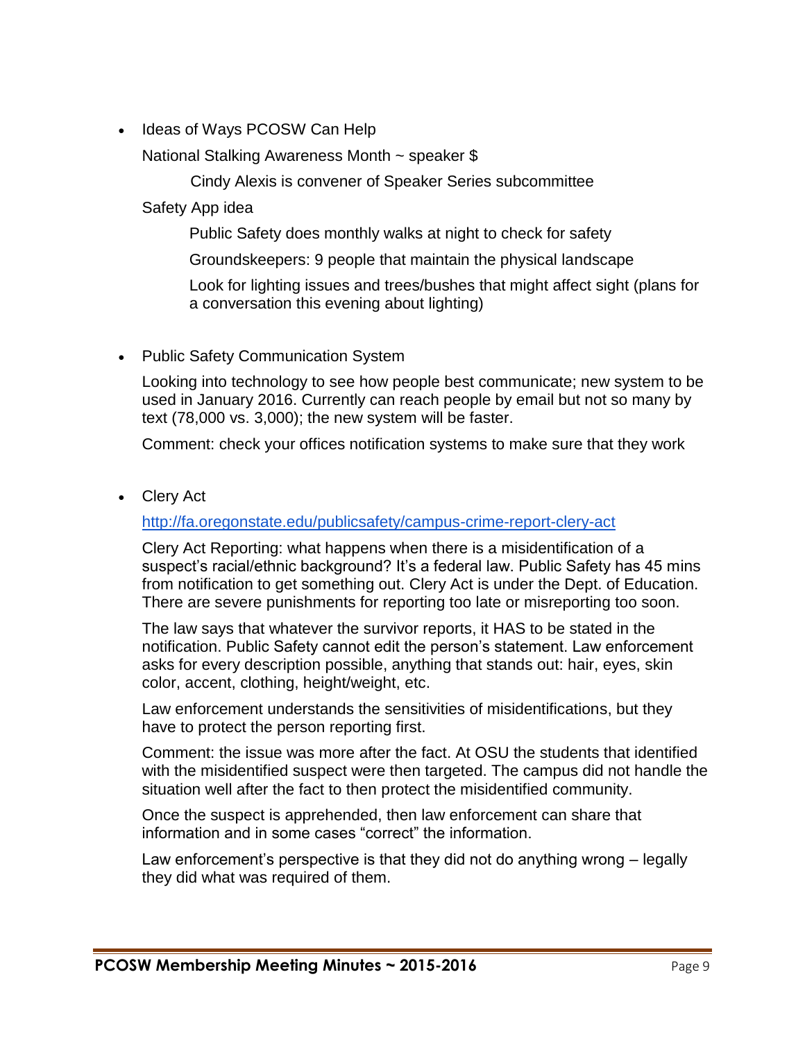- Ideas of Ways PCOSW Can Help

  National Stalking Awareness Month ~ speaker $

    Cindy Alexis is convener of Speaker Series subcommittee

  Safety App idea

    Public Safety does monthly walks at night to check for safety

    Groundskeepers: 9 people that maintain the physical landscape

    Look for lighting issues and trees/bushes that might affect sight (plans for a conversation this evening about lighting)

- Public Safety Communication System

  Looking into technology to see how people best communicate; new system to be used in January 2016. Currently can reach people by email but not so many by text (78,000 vs. 3,000); the new system will be faster.

  Comment: check your offices notification systems to make sure that they work

- Clery Act

  [http://fa.oregonstate.edu/publicsafety/campus-crime-report-clery-act](http://fa.oregonstate.edu/publicsafety/campus-crime-report-clery-act)

  Clery Act Reporting: what happens when there is a misidentification of a suspect's racial/ethnic background? It's a federal law. Public Safety has 45 mins from notification to get something out. Clery Act is under the Dept. of Education. There are severe punishments for reporting too late or misreporting too soon.

  The law says that whatever the survivor reports, it HAS to be stated in the notification. Public Safety cannot edit the person's statement. Law enforcement asks for every description possible, anything that stands out: hair, eyes, skin color, accent, clothing, height/weight, etc.

  Law enforcement understands the sensitivities of misidentifications, but they have to protect the person reporting first.

  Comment: the issue was more after the fact. At OSU the students that identified with the misidentified suspect were then targeted. The campus did not handle the situation well after the fact to then protect the misidentified community.

  Once the suspect is apprehended, then law enforcement can share that information and in some cases "correct" the information.

  Law enforcement's perspective is that they did not do anything wrong – legally they did what was required of them.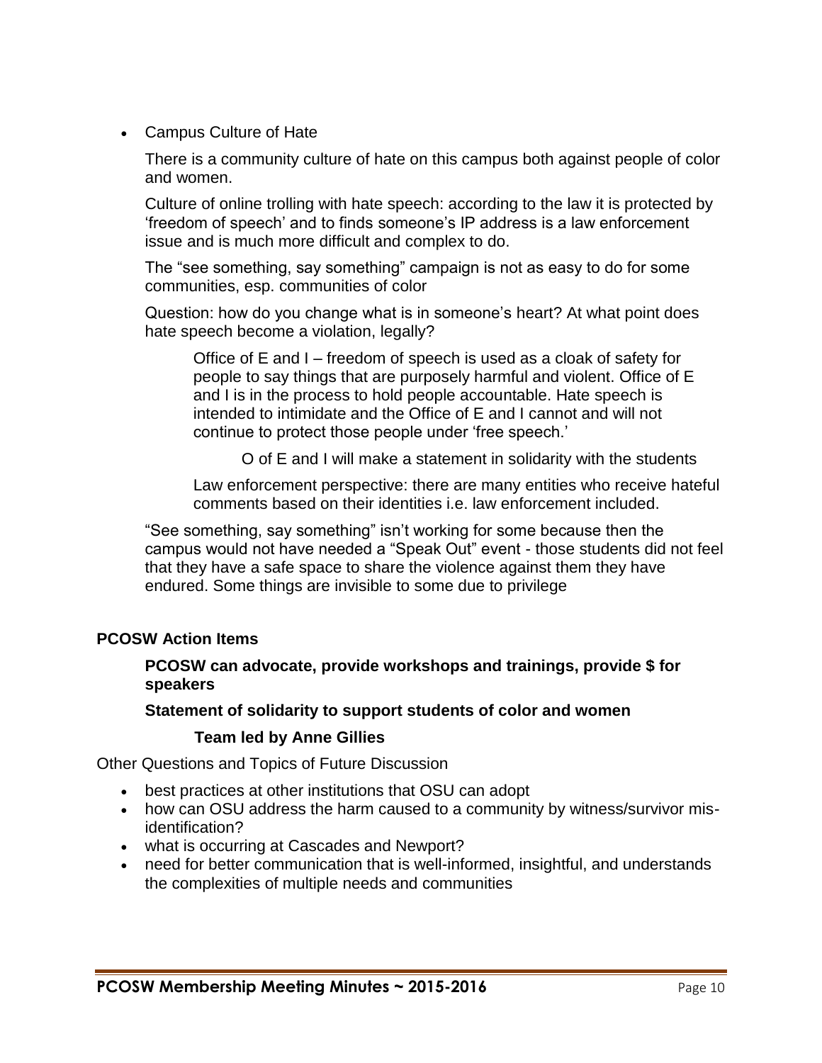- Campus Culture of Hate

  There is a community culture of hate on this campus both against people of color and women.

  Culture of online trolling with hate speech: according to the law it is protected by 'freedom of speech' and to finds someone's IP address is a law enforcement issue and is much more difficult and complex to do.

  The "see something, say something" campaign is not as easy to do for some communities, esp. communities of color

  Question: how do you change what is in someone's heart? At what point does hate speech become a violation, legally?

  > Office of E and I – freedom of speech is used as a cloak of safety for people to say things that are purposely harmful and violent. Office of E and I is in the process to hold people accountable. Hate speech is intended to intimidate and the Office of E and I cannot and will not continue to protect those people under 'free speech.'
  >
  > > O of E and I will make a statement in solidarity with the students
  >
  > Law enforcement perspective: there are many entities who receive hateful comments based on their identities i.e. law enforcement included.

  "See something, say something" isn't working for some because then the campus would not have needed a "Speak Out" event - those students did not feel that they have a safe space to share the violence against them they have endured. Some things are invisible to some due to privilege

**PCOSW Action Items**

> **PCOSW can advocate, provide workshops and trainings, provide $ for speakers**
>
> **Statement of solidarity to support students of color and women**
>
> > **Team led by Anne Gillies**

Other Questions and Topics of Future Discussion

- best practices at other institutions that OSU can adopt
- how can OSU address the harm caused to a community by witness/survivor mis-identification?
- what is occurring at Cascades and Newport?
- need for better communication that is well-informed, insightful, and understands the complexities of multiple needs and communities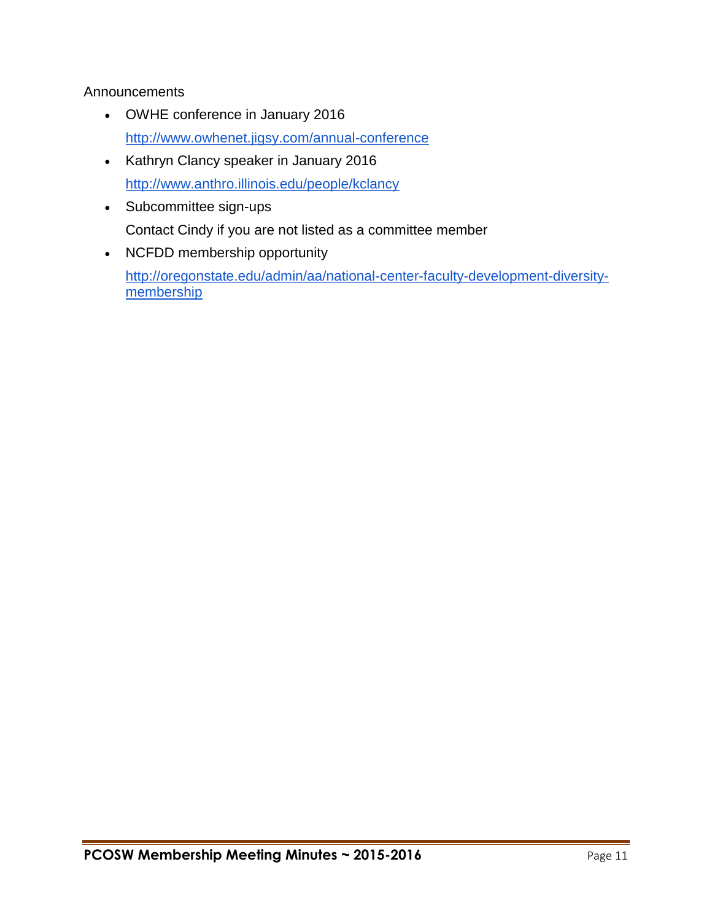Announcements

- OWHE conference in January 2016
  http://www.owhenet.jigsy.com/annual-conference
- Kathryn Clancy speaker in January 2016
  http://www.anthro.illinois.edu/people/kclancy
- Subcommittee sign-ups
  Contact Cindy if you are not listed as a committee member
- NCFDD membership opportunity
  http://oregonstate.edu/admin/aa/national-center-faculty-development-diversity-membership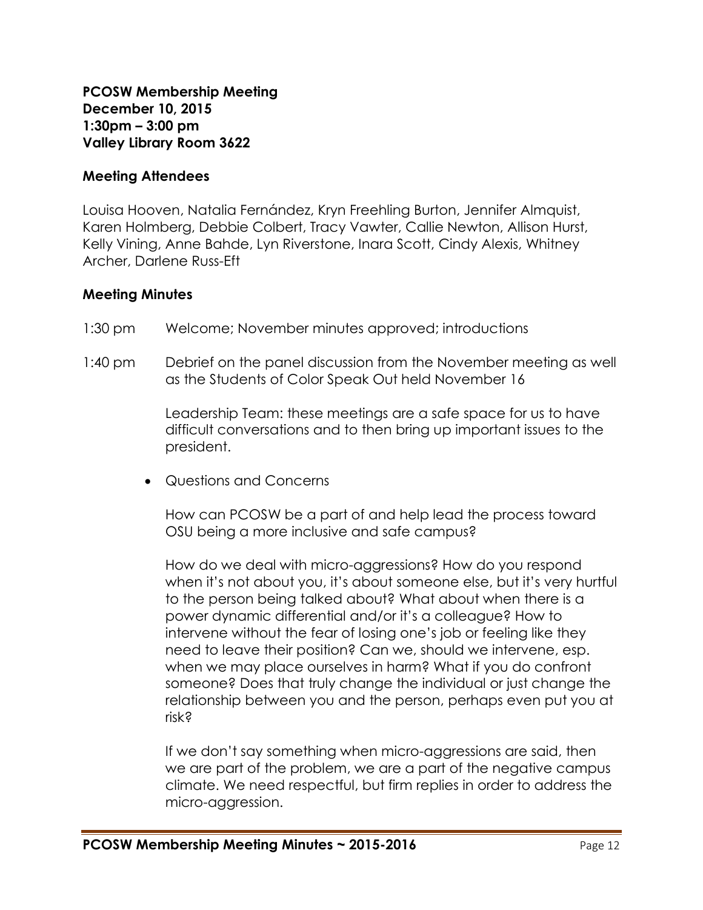**PCOSW Membership Meeting**
**December 10, 2015**
**1:30pm – 3:00 pm**
**Valley Library Room 3622**

**Meeting Attendees**

Louisa Hooven, Natalia Fernández, Kryn Freehling Burton, Jennifer Almquist, Karen Holmberg, Debbie Colbert, Tracy Vawter, Callie Newton, Allison Hurst, Kelly Vining, Anne Bahde, Lyn Riverstone, Inara Scott, Cindy Alexis, Whitney Archer, Darlene Russ-Eft

**Meeting Minutes**

1:30 pm Welcome; November minutes approved; introductions

1:40 pm Debrief on the panel discussion from the November meeting as well as the Students of Color Speak Out held November 16

Leadership Team: these meetings are a safe space for us to have difficult conversations and to then bring up important issues to the president.

- Questions and Concerns

  How can PCOSW be a part of and help lead the process toward OSU being a more inclusive and safe campus?

  How do we deal with micro-aggressions? How do you respond when it's not about you, it's about someone else, but it's very hurtful to the person being talked about? What about when there is a power dynamic differential and/or it's a colleague? How to intervene without the fear of losing one's job or feeling like they need to leave their position? Can we, should we intervene, esp. when we may place ourselves in harm? What if you do confront someone? Does that truly change the individual or just change the relationship between you and the person, perhaps even put you at risk?

  If we don't say something when micro-aggressions are said, then we are part of the problem, we are a part of the negative campus climate. We need respectful, but firm replies in order to address the micro-aggression.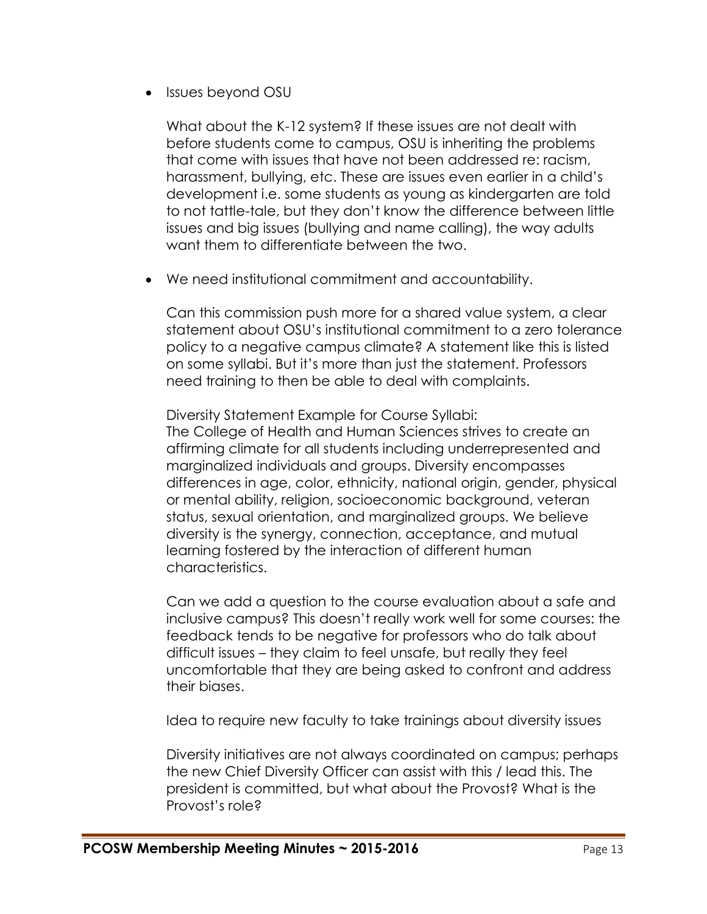- Issues beyond OSU

  What about the K-12 system? If these issues are not dealt with before students come to campus, OSU is inheriting the problems that come with issues that have not been addressed re: racism, harassment, bullying, etc. These are issues even earlier in a child's development i.e. some students as young as kindergarten are told to not tattle-tale, but they don't know the difference between little issues and big issues (bullying and name calling), the way adults want them to differentiate between the two.

- We need institutional commitment and accountability.

  Can this commission push more for a shared value system, a clear statement about OSU's institutional commitment to a zero tolerance policy to a negative campus climate? A statement like this is listed on some syllabi. But it's more than just the statement. Professors need training to then be able to deal with complaints.

  Diversity Statement Example for Course Syllabi:
  The College of Health and Human Sciences strives to create an affirming climate for all students including underrepresented and marginalized individuals and groups. Diversity encompasses differences in age, color, ethnicity, national origin, gender, physical or mental ability, religion, socioeconomic background, veteran status, sexual orientation, and marginalized groups. We believe diversity is the synergy, connection, acceptance, and mutual learning fostered by the interaction of different human characteristics.

  Can we add a question to the course evaluation about a safe and inclusive campus? This doesn't really work well for some courses: the feedback tends to be negative for professors who do talk about difficult issues – they claim to feel unsafe, but really they feel uncomfortable that they are being asked to confront and address their biases.

  Idea to require new faculty to take trainings about diversity issues

  Diversity initiatives are not always coordinated on campus; perhaps the new Chief Diversity Officer can assist with this / lead this. The president is committed, but what about the Provost? What is the Provost's role?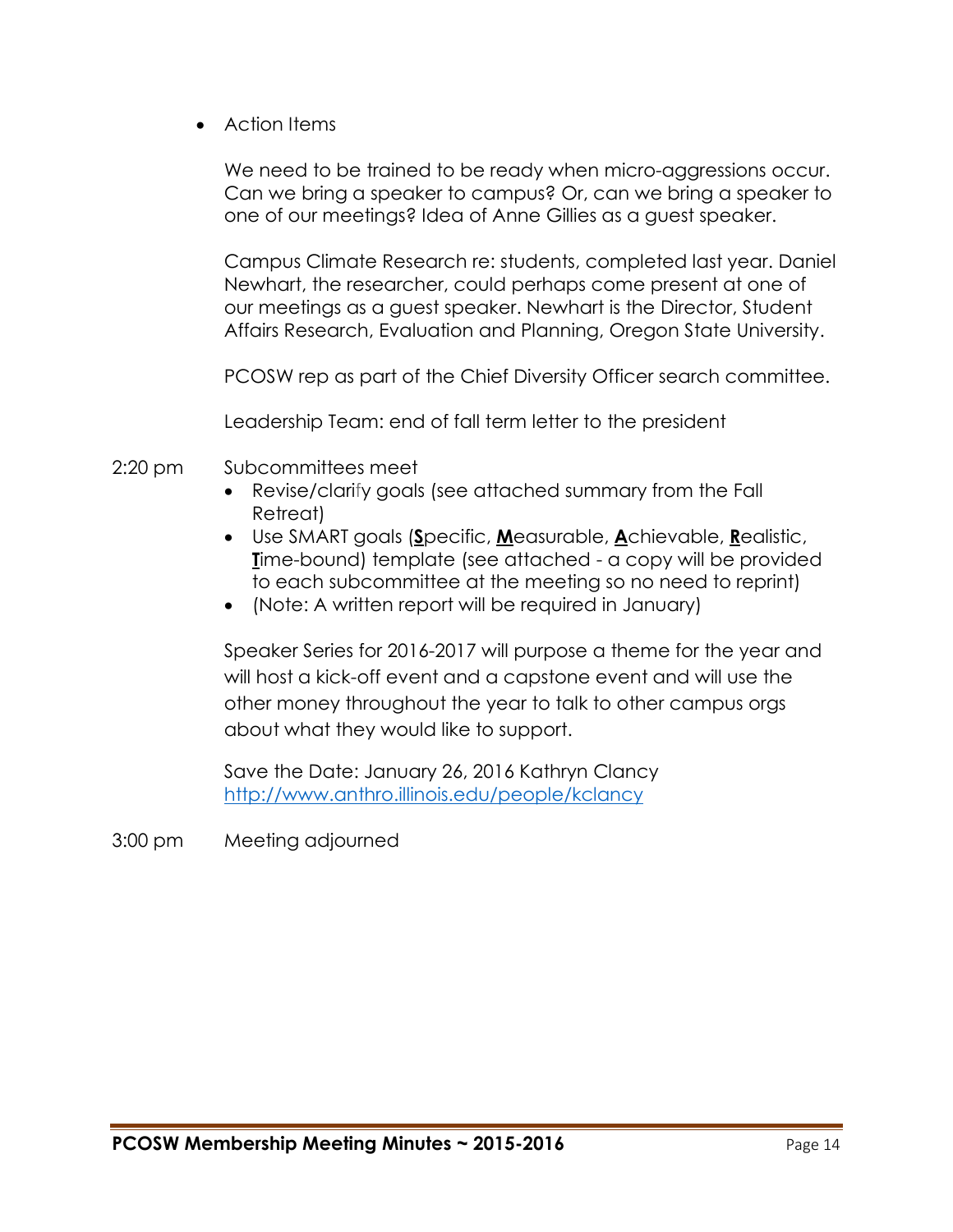- Action Items

  We need to be trained to be ready when micro-aggressions occur. Can we bring a speaker to campus? Or, can we bring a speaker to one of our meetings? Idea of Anne Gillies as a guest speaker.

  Campus Climate Research re: students, completed last year. Daniel Newhart, the researcher, could perhaps come present at one of our meetings as a guest speaker. Newhart is the Director, Student Affairs Research, Evaluation and Planning, Oregon State University.

  PCOSW rep as part of the Chief Diversity Officer search committee.

  Leadership Team: end of fall term letter to the president

2:20 pm Subcommittees meet

- Revise/clarify goals (see attached summary from the Fall Retreat)
- Use SMART goals (**S**pecific, **M**easurable, **A**chievable, **R**ealistic, **T**ime-bound) template (see attached - a copy will be provided to each subcommittee at the meeting so no need to reprint)
- (Note: A written report will be required in January)

Speaker Series for 2016-2017 will purpose a theme for the year and will host a kick-off event and a capstone event and will use the other money throughout the year to talk to other campus orgs about what they would like to support.

Save the Date: January 26, 2016 Kathryn Clancy
http://www.anthro.illinois.edu/people/kclancy

3:00 pm Meeting adjourned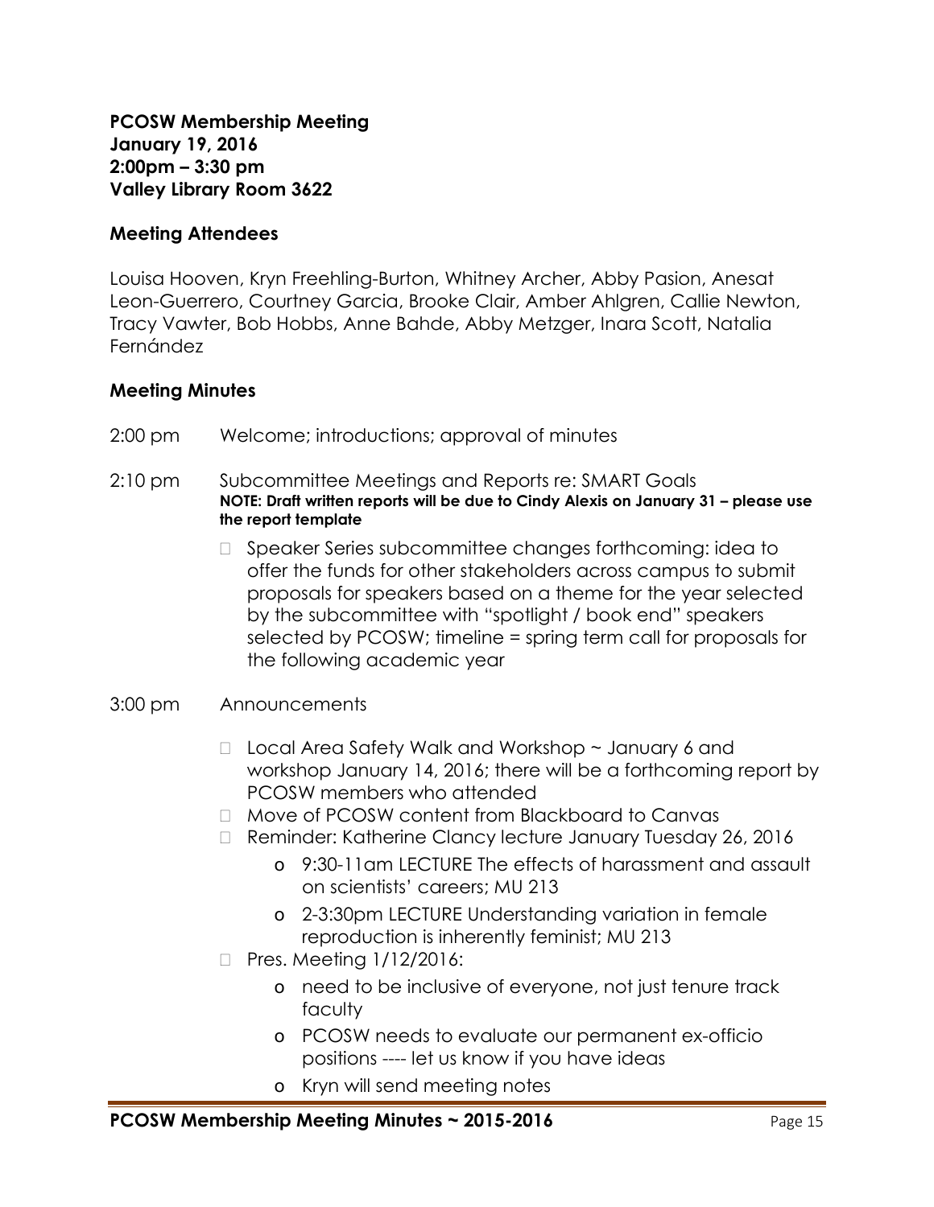**PCOSW Membership Meeting**
**January 19, 2016**
**2:00pm – 3:30 pm**
**Valley Library Room 3622**

## Meeting Attendees

Louisa Hooven, Kryn Freehling-Burton, Whitney Archer, Abby Pasion, Anesat Leon-Guerrero, Courtney Garcia, Brooke Clair, Amber Ahlgren, Callie Newton, Tracy Vawter, Bob Hobbs, Anne Bahde, Abby Metzger, Inara Scott, Natalia Fernández

## Meeting Minutes

2:00 pm Welcome; introductions; approval of minutes

2:10 pm Subcommittee Meetings and Reports re: SMART Goals
**NOTE: Draft written reports will be due to Cindy Alexis on January 31 – please use the report template**

- Speaker Series subcommittee changes forthcoming: idea to offer the funds for other stakeholders across campus to submit proposals for speakers based on a theme for the year selected by the subcommittee with "spotlight / book end" speakers selected by PCOSW; timeline = spring term call for proposals for the following academic year

3:00 pm Announcements

- Local Area Safety Walk and Workshop ~ January 6 and workshop January 14, 2016; there will be a forthcoming report by PCOSW members who attended
- Move of PCOSW content from Blackboard to Canvas
- Reminder: Katherine Clancy lecture January Tuesday 26, 2016
  - 9:30-11am LECTURE The effects of harassment and assault on scientists' careers; MU 213
  - 2-3:30pm LECTURE Understanding variation in female reproduction is inherently feminist; MU 213
- Pres. Meeting 1/12/2016:
  - need to be inclusive of everyone, not just tenure track faculty
  - PCOSW needs to evaluate our permanent ex-officio positions ---- let us know if you have ideas
  - Kryn will send meeting notes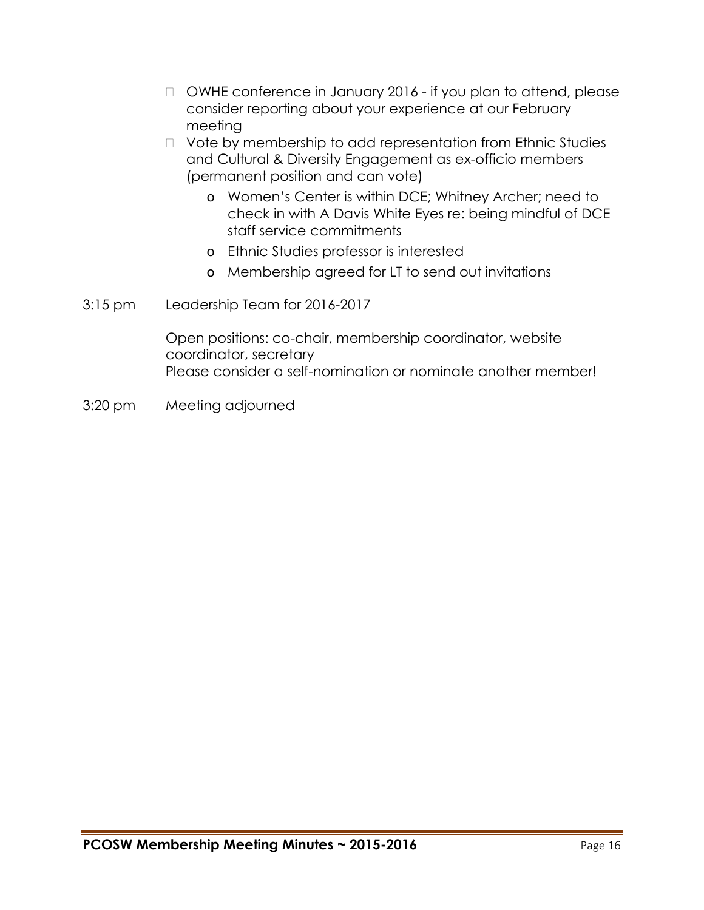- OWHE conference in January 2016 - if you plan to attend, please consider reporting about your experience at our February meeting
- Vote by membership to add representation from Ethnic Studies and Cultural & Diversity Engagement as ex-officio members (permanent position and can vote)
    - Women's Center is within DCE; Whitney Archer; need to check in with A Davis White Eyes re: being mindful of DCE staff service commitments
    - Ethnic Studies professor is interested
    - Membership agreed for LT to send out invitations

3:15 pm Leadership Team for 2016-2017

Open positions: co-chair, membership coordinator, website coordinator, secretary
Please consider a self-nomination or nominate another member!

3:20 pm Meeting adjourned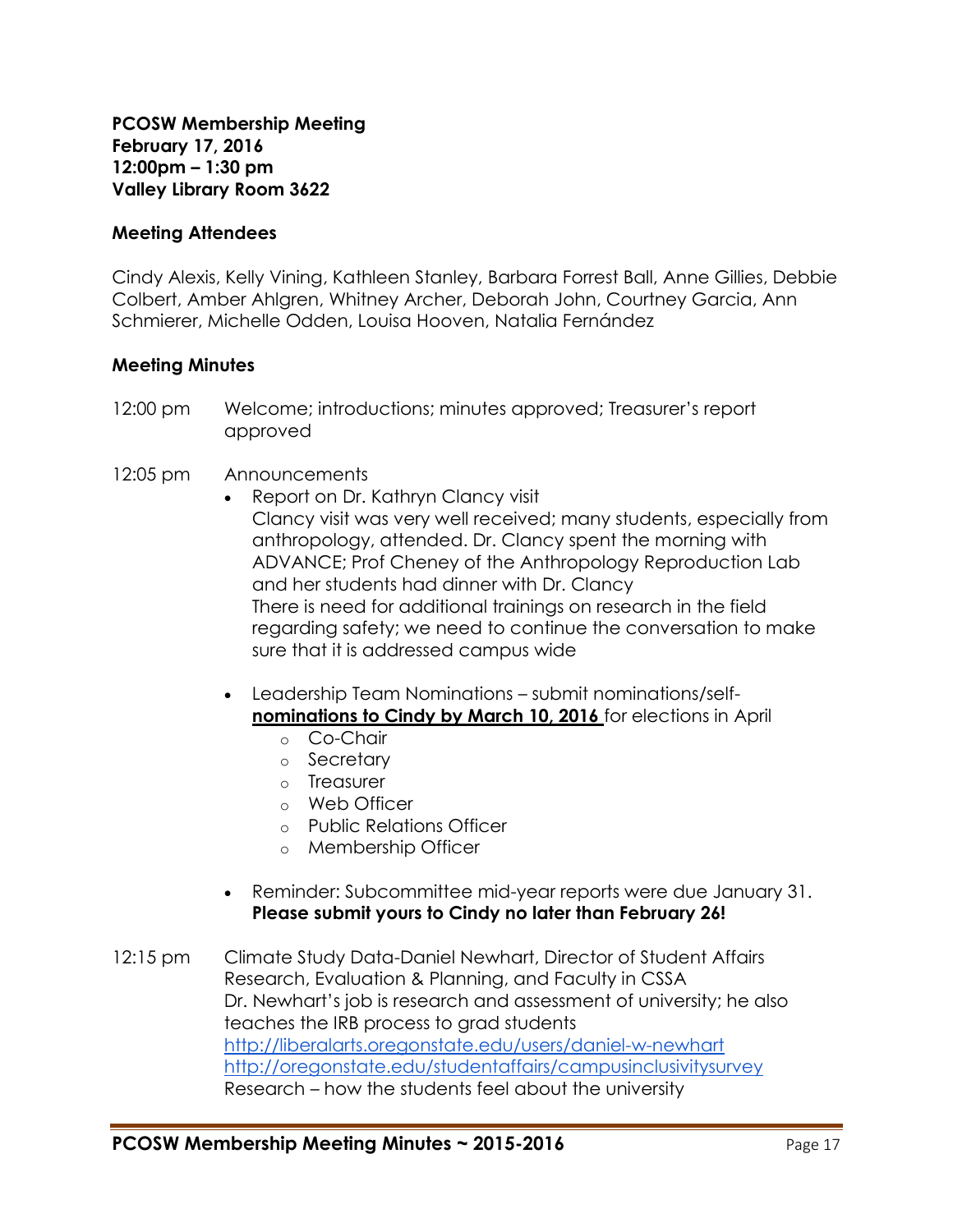**PCOSW Membership Meeting**
**February 17, 2016**
**12:00pm – 1:30 pm**
**Valley Library Room 3622**

**Meeting Attendees**

Cindy Alexis, Kelly Vining, Kathleen Stanley, Barbara Forrest Ball, Anne Gillies, Debbie Colbert, Amber Ahlgren, Whitney Archer, Deborah John, Courtney Garcia, Ann Schmierer, Michelle Odden, Louisa Hooven, Natalia Fernández

**Meeting Minutes**

12:00 pm Welcome; introductions; minutes approved; Treasurer's report approved

12:05 pm Announcements

- Report on Dr. Kathryn Clancy visit
  Clancy visit was very well received; many students, especially from anthropology, attended. Dr. Clancy spent the morning with ADVANCE; Prof Cheney of the Anthropology Reproduction Lab and her students had dinner with Dr. Clancy
  There is need for additional trainings on research in the field regarding safety; we need to continue the conversation to make sure that it is addressed campus wide

- Leadership Team Nominations – submit nominations/self-**nominations to Cindy by March 10, 2016** for elections in April
  - Co-Chair
  - Secretary
  - Treasurer
  - Web Officer
  - Public Relations Officer
  - Membership Officer

- Reminder: Subcommittee mid-year reports were due January 31. **Please submit yours to Cindy no later than February 26!**

12:15 pm Climate Study Data-Daniel Newhart, Director of Student Affairs Research, Evaluation & Planning, and Faculty in CSSA
Dr. Newhart's job is research and assessment of university; he also teaches the IRB process to grad students
http://liberalarts.oregonstate.edu/users/daniel-w-newhart
http://oregonstate.edu/studentaffairs/campusinclusivitysurvey
Research – how the students feel about the university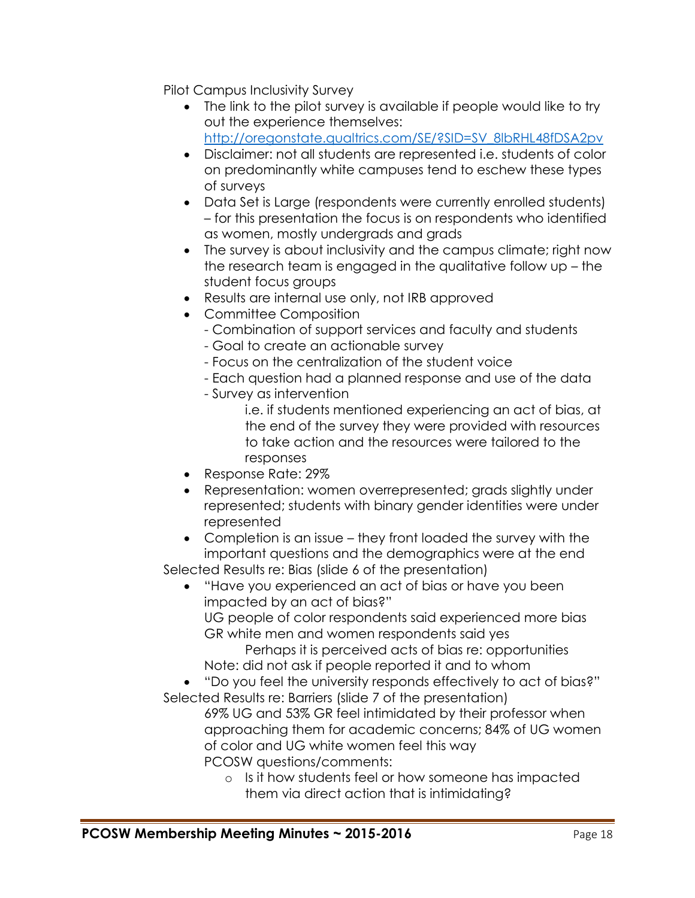Pilot Campus Inclusivity Survey

- The link to the pilot survey is available if people would like to try out the experience themselves: [http://oregonstate.qualtrics.com/SE/?SID=SV_8lbRHL48fDSA2pv](http://oregonstate.qualtrics.com/SE/?SID=SV_8lbRHL48fDSA2pv)
- Disclaimer: not all students are represented i.e. students of color on predominantly white campuses tend to eschew these types of surveys
- Data Set is Large (respondents were currently enrolled students) – for this presentation the focus is on respondents who identified as women, mostly undergrads and grads
- The survey is about inclusivity and the campus climate; right now the research team is engaged in the qualitative follow up – the student focus groups
- Results are internal use only, not IRB approved
- Committee Composition
  - Combination of support services and faculty and students
  - Goal to create an actionable survey
  - Focus on the centralization of the student voice
  - Each question had a planned response and use of the data
  - Survey as intervention

    i.e. if students mentioned experiencing an act of bias, at the end of the survey they were provided with resources to take action and the resources were tailored to the responses
- Response Rate: 29%
- Representation: women overrepresented; grads slightly under represented; students with binary gender identities were under represented
- Completion is an issue – they front loaded the survey with the important questions and the demographics were at the end

Selected Results re: Bias (slide 6 of the presentation)

- "Have you experienced an act of bias or have you been impacted by an act of bias?"

  UG people of color respondents said experienced more bias

  GR white men and women respondents said yes

  Perhaps it is perceived acts of bias re: opportunities

  Note: did not ask if people reported it and to whom
- "Do you feel the university responds effectively to act of bias?"

Selected Results re: Barriers (slide 7 of the presentation)

69% UG and 53% GR feel intimidated by their professor when approaching them for academic concerns; 84% of UG women of color and UG white women feel this way

PCOSW questions/comments:

- Is it how students feel or how someone has impacted them via direct action that is intimidating?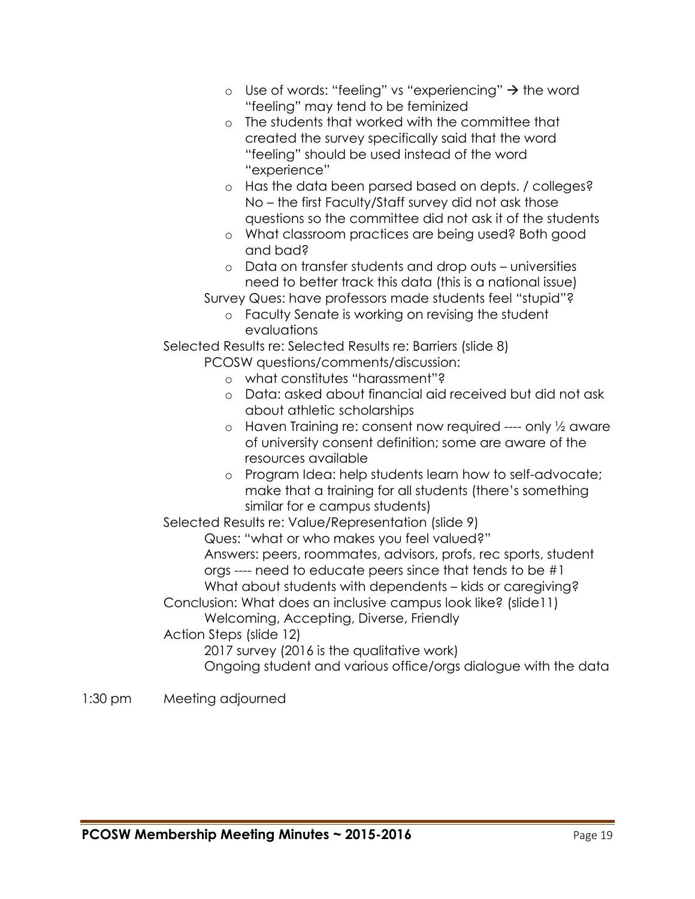- Use of words: "feeling" vs "experiencing" → the word "feeling" may tend to be feminized
- The students that worked with the committee that created the survey specifically said that the word "feeling" should be used instead of the word "experience"
- Has the data been parsed based on depts. / colleges? No – the first Faculty/Staff survey did not ask those questions so the committee did not ask it of the students
- What classroom practices are being used? Both good and bad?
- Data on transfer students and drop outs – universities need to better track this data (this is a national issue)

Survey Ques: have professors made students feel "stupid"?

- Faculty Senate is working on revising the student evaluations

Selected Results re: Selected Results re: Barriers (slide 8)

PCOSW questions/comments/discussion:

- what constitutes "harassment"?
- Data: asked about financial aid received but did not ask about athletic scholarships
- Haven Training re: consent now required ---- only ½ aware of university consent definition; some are aware of the resources available
- Program Idea: help students learn how to self-advocate; make that a training for all students (there's something similar for e campus students)

Selected Results re: Value/Representation (slide 9)

Ques: "what or who makes you feel valued?"

Answers: peers, roommates, advisors, profs, rec sports, student orgs ---- need to educate peers since that tends to be #1

What about students with dependents – kids or caregiving?

Conclusion: What does an inclusive campus look like? (slide11)

Welcoming, Accepting, Diverse, Friendly

Action Steps (slide 12)

2017 survey (2016 is the qualitative work)

Ongoing student and various office/orgs dialogue with the data

1:30 pm Meeting adjourned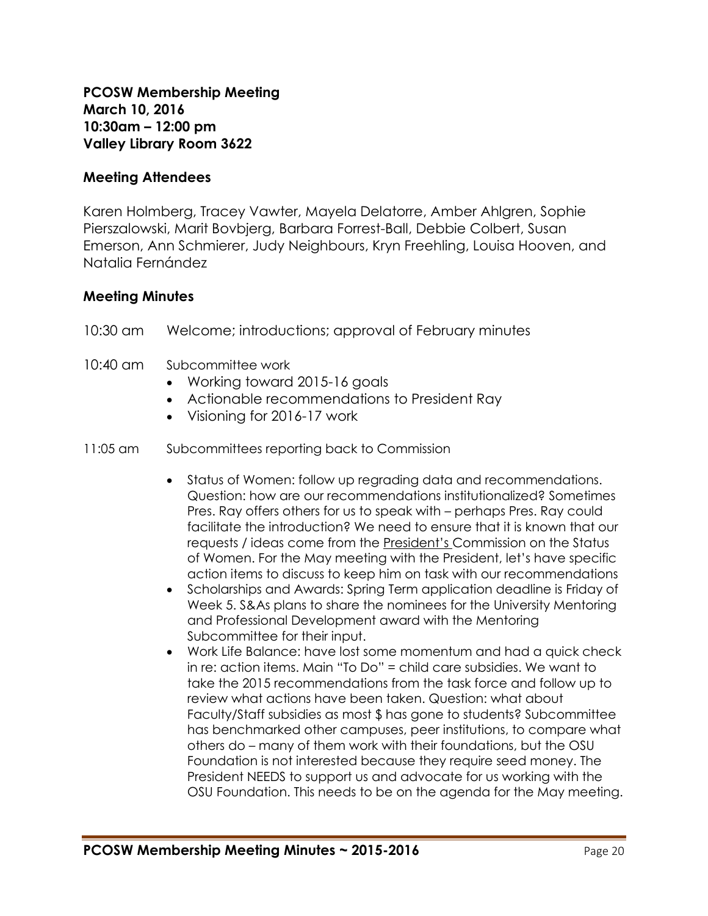**PCOSW Membership Meeting**
**March 10, 2016**
**10:30am – 12:00 pm**
**Valley Library Room 3622**

## Meeting Attendees

Karen Holmberg, Tracey Vawter, Mayela Delatorre, Amber Ahlgren, Sophie Pierszalowski, Marit Bovbjerg, Barbara Forrest-Ball, Debbie Colbert, Susan Emerson, Ann Schmierer, Judy Neighbours, Kryn Freehling, Louisa Hooven, and Natalia Fernández

## Meeting Minutes

10:30 am Welcome; introductions; approval of February minutes

10:40 am Subcommittee work

- Working toward 2015-16 goals
- Actionable recommendations to President Ray
- Visioning for 2016-17 work

11:05 am Subcommittees reporting back to Commission

- Status of Women: follow up regrading data and recommendations. Question: how are our recommendations institutionalized? Sometimes Pres. Ray offers others for us to speak with – perhaps Pres. Ray could facilitate the introduction? We need to ensure that it is known that our requests / ideas come from the President's Commission on the Status of Women. For the May meeting with the President, let's have specific action items to discuss to keep him on task with our recommendations
- Scholarships and Awards: Spring Term application deadline is Friday of Week 5. S&As plans to share the nominees for the University Mentoring and Professional Development award with the Mentoring Subcommittee for their input.
- Work Life Balance: have lost some momentum and had a quick check in re: action items. Main "To Do" = child care subsidies. We want to take the 2015 recommendations from the task force and follow up to review what actions have been taken. Question: what about Faculty/Staff subsidies as most $ has gone to students? Subcommittee has benchmarked other campuses, peer institutions, to compare what others do – many of them work with their foundations, but the OSU Foundation is not interested because they require seed money. The President NEEDS to support us and advocate for us working with the OSU Foundation. This needs to be on the agenda for the May meeting.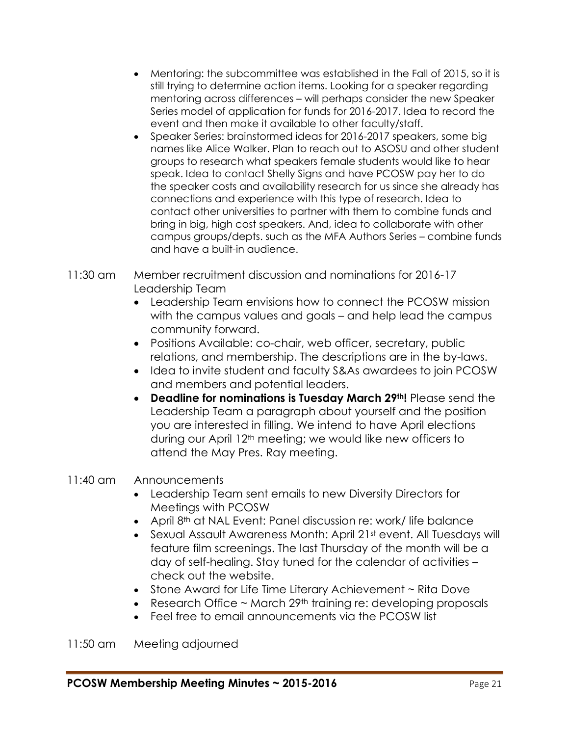- Mentoring: the subcommittee was established in the Fall of 2015, so it is still trying to determine action items. Looking for a speaker regarding mentoring across differences – will perhaps consider the new Speaker Series model of application for funds for 2016-2017. Idea to record the event and then make it available to other faculty/staff.
- Speaker Series: brainstormed ideas for 2016-2017 speakers, some big names like Alice Walker. Plan to reach out to ASOSU and other student groups to research what speakers female students would like to hear speak. Idea to contact Shelly Signs and have PCOSW pay her to do the speaker costs and availability research for us since she already has connections and experience with this type of research. Idea to contact other universities to partner with them to combine funds and bring in big, high cost speakers. And, idea to collaborate with other campus groups/depts. such as the MFA Authors Series – combine funds and have a built-in audience.

11:30 am Member recruitment discussion and nominations for 2016-17 Leadership Team

- Leadership Team envisions how to connect the PCOSW mission with the campus values and goals – and help lead the campus community forward.
- Positions Available: co-chair, web officer, secretary, public relations, and membership. The descriptions are in the by-laws.
- Idea to invite student and faculty S&As awardees to join PCOSW and members and potential leaders.
- **Deadline for nominations is Tuesday March 29th!** Please send the Leadership Team a paragraph about yourself and the position you are interested in filling. We intend to have April elections during our April 12th meeting; we would like new officers to attend the May Pres. Ray meeting.

11:40 am Announcements

- Leadership Team sent emails to new Diversity Directors for Meetings with PCOSW
- April 8th at NAL Event: Panel discussion re: work/ life balance
- Sexual Assault Awareness Month: April 21st event. All Tuesdays will feature film screenings. The last Thursday of the month will be a day of self-healing. Stay tuned for the calendar of activities – check out the website.
- Stone Award for Life Time Literary Achievement ~ Rita Dove
- Research Office ~ March 29th training re: developing proposals
- Feel free to email announcements via the PCOSW list

11:50 am Meeting adjourned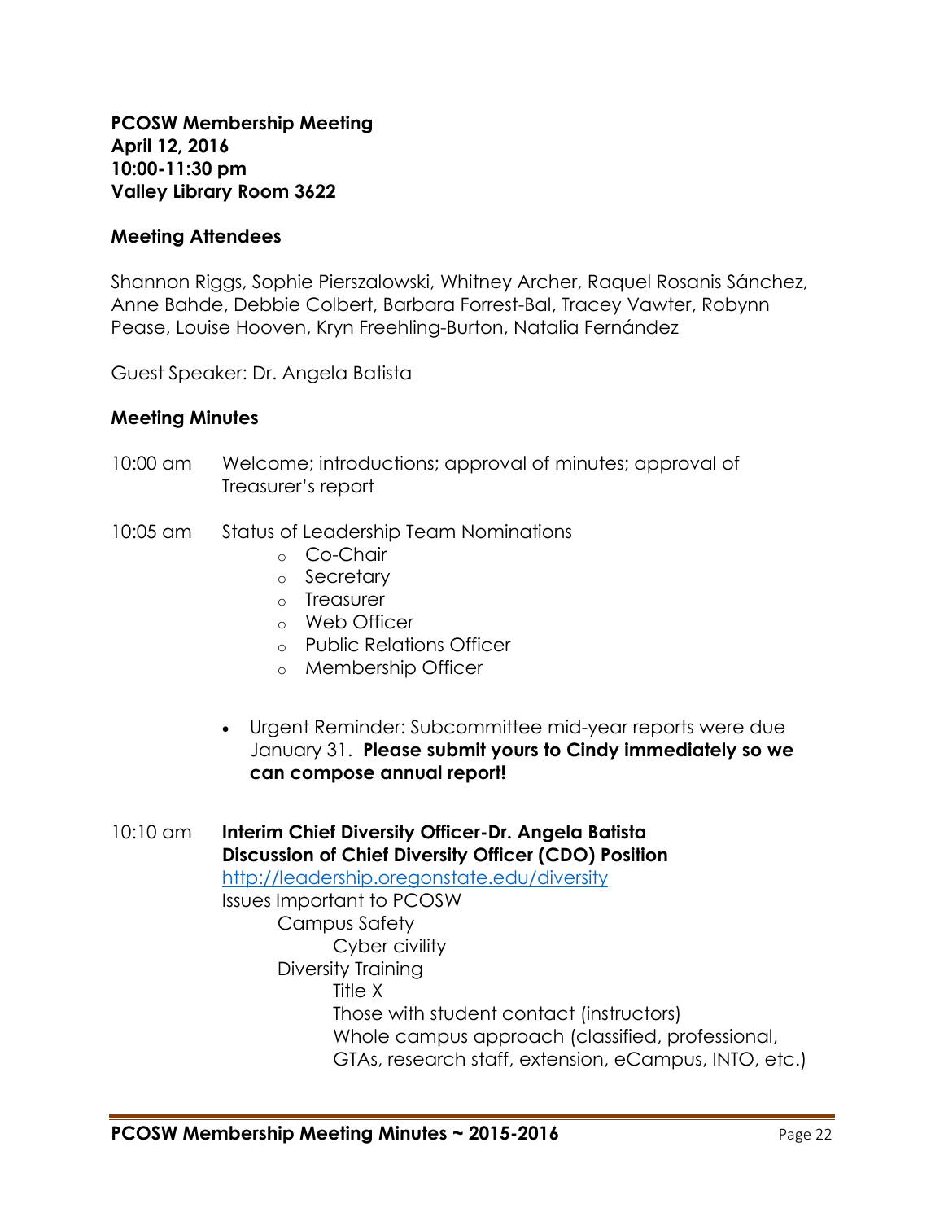**PCOSW Membership Meeting**
**April 12, 2016**
**10:00-11:30 pm**
**Valley Library Room 3622**

**Meeting Attendees**

Shannon Riggs, Sophie Pierszalowski, Whitney Archer, Raquel Rosanis Sánchez, Anne Bahde, Debbie Colbert, Barbara Forrest-Bal, Tracey Vawter, Robynn Pease, Louise Hooven, Kryn Freehling-Burton, Natalia Fernández

Guest Speaker: Dr. Angela Batista

**Meeting Minutes**

10:00 am Welcome; introductions; approval of minutes; approval of Treasurer's report

10:05 am Status of Leadership Team Nominations

- Co-Chair
- Secretary
- Treasurer
- Web Officer
- Public Relations Officer
- Membership Officer

- Urgent Reminder: Subcommittee mid-year reports were due January 31. **Please submit yours to Cindy immediately so we can compose annual report!**

10:10 am **Interim Chief Diversity Officer-Dr. Angela Batista**
**Discussion of Chief Diversity Officer (CDO) Position**
http://leadership.oregonstate.edu/diversity
Issues Important to PCOSW
- Campus Safety
  - Cyber civility
- Diversity Training
  - Title X
  - Those with student contact (instructors)
  - Whole campus approach (classified, professional, GTAs, research staff, extension, eCampus, INTO, etc.)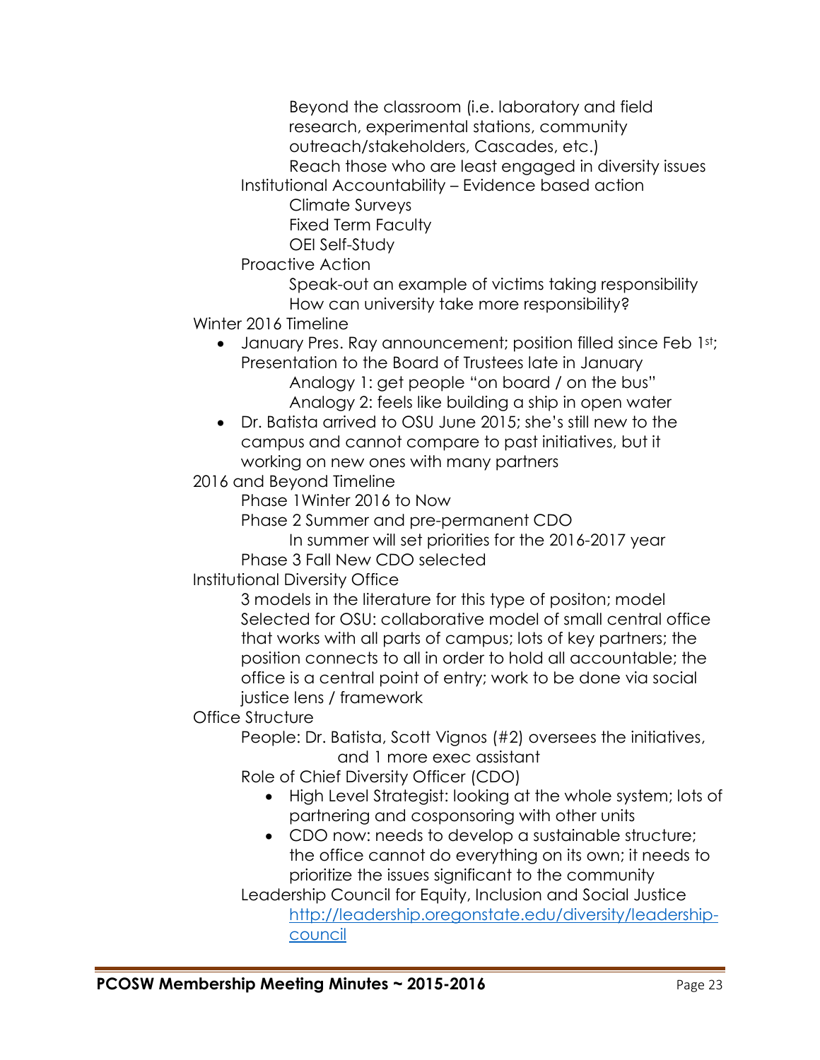- Beyond the classroom (i.e. laboratory and field research, experimental stations, community outreach/stakeholders, Cascades, etc.)
  - Reach those who are least engaged in diversity issues
- Institutional Accountability – Evidence based action
  - Climate Surveys
  - Fixed Term Faculty
  - OEI Self-Study
- Proactive Action
  - Speak-out an example of victims taking responsibility
  - How can university take more responsibility?

Winter 2016 Timeline

- January Pres. Ray announcement; position filled since Feb 1st; Presentation to the Board of Trustees late in January
  - Analogy 1: get people "on board / on the bus"
  - Analogy 2: feels like building a ship in open water
- Dr. Batista arrived to OSU June 2015; she's still new to the campus and cannot compare to past initiatives, but it working on new ones with many partners

2016 and Beyond Timeline

- Phase 1Winter 2016 to Now
- Phase 2 Summer and pre-permanent CDO
  - In summer will set priorities for the 2016-2017 year
- Phase 3 Fall New CDO selected

Institutional Diversity Office

- 3 models in the literature for this type of positon; model Selected for OSU: collaborative model of small central office that works with all parts of campus; lots of key partners; the position connects to all in order to hold all accountable; the office is a central point of entry; work to be done via social justice lens / framework

Office Structure

- People: Dr. Batista, Scott Vignos (#2) oversees the initiatives, and 1 more exec assistant
- Role of Chief Diversity Officer (CDO)
  - High Level Strategist: looking at the whole system; lots of partnering and cosponsoring with other units
  - CDO now: needs to develop a sustainable structure; the office cannot do everything on its own; it needs to prioritize the issues significant to the community
- Leadership Council for Equity, Inclusion and Social Justice
  - http://leadership.oregonstate.edu/diversity/leadership-council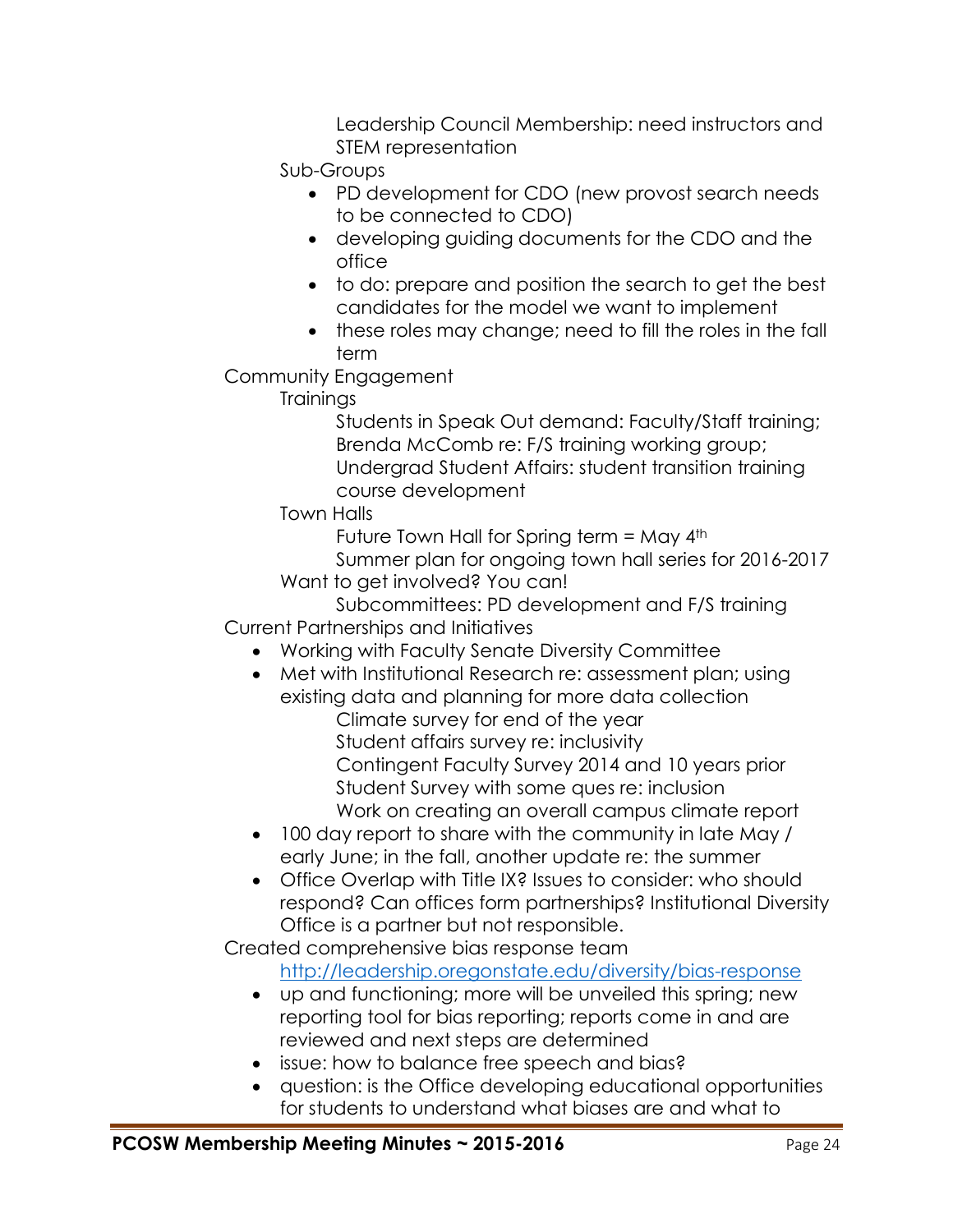Leadership Council Membership: need instructors and STEM representation

Sub-Groups

- PD development for CDO (new provost search needs to be connected to CDO)
- developing guiding documents for the CDO and the office
- to do: prepare and position the search to get the best candidates for the model we want to implement
- these roles may change; need to fill the roles in the fall term

Community Engagement

Trainings

Students in Speak Out demand: Faculty/Staff training; Brenda McComb re: F/S training working group; Undergrad Student Affairs: student transition training course development

Town Halls

Future Town Hall for Spring term = May 4th

Summer plan for ongoing town hall series for 2016-2017

Want to get involved? You can!

Subcommittees: PD development and F/S training

Current Partnerships and Initiatives

- Working with Faculty Senate Diversity Committee
- Met with Institutional Research re: assessment plan; using existing data and planning for more data collection
  - Climate survey for end of the year
  - Student affairs survey re: inclusivity
  - Contingent Faculty Survey 2014 and 10 years prior
  - Student Survey with some ques re: inclusion
  - Work on creating an overall campus climate report
- 100 day report to share with the community in late May / early June; in the fall, another update re: the summer
- Office Overlap with Title IX? Issues to consider: who should respond? Can offices form partnerships? Institutional Diversity Office is a partner but not responsible.

Created comprehensive bias response team

http://leadership.oregonstate.edu/diversity/bias-response

- up and functioning; more will be unveiled this spring; new reporting tool for bias reporting; reports come in and are reviewed and next steps are determined
- issue: how to balance free speech and bias?
- question: is the Office developing educational opportunities for students to understand what biases are and what to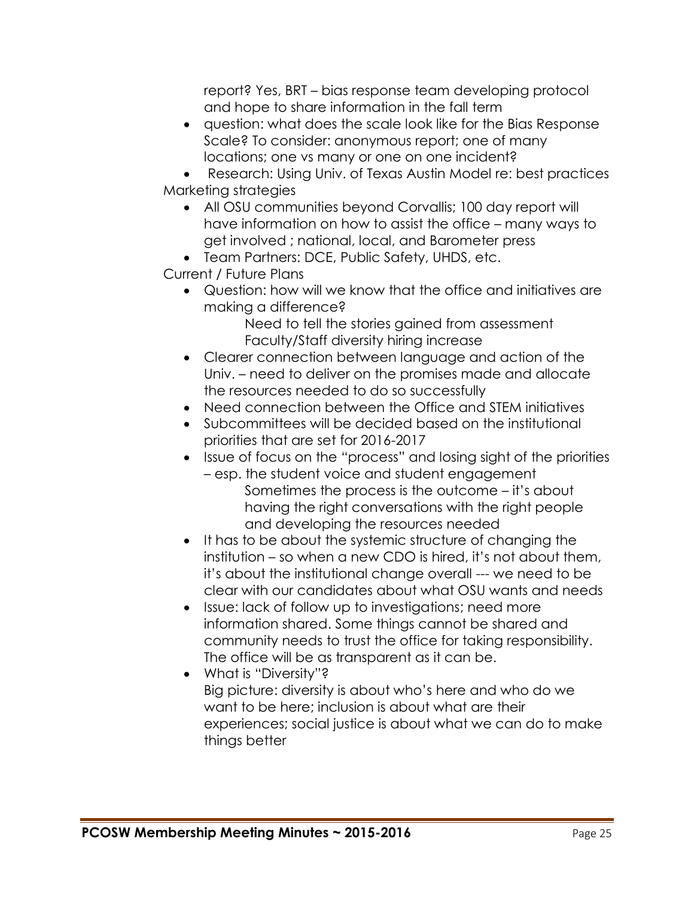report? Yes, BRT – bias response team developing protocol and hope to share information in the fall term

- question: what does the scale look like for the Bias Response Scale? To consider: anonymous report; one of many locations; one vs many or one on one incident?
- Research: Using Univ. of Texas Austin Model re: best practices

Marketing strategies

- All OSU communities beyond Corvallis; 100 day report will have information on how to assist the office – many ways to get involved ; national, local, and Barometer press
- Team Partners: DCE, Public Safety, UHDS, etc.

Current / Future Plans

- Question: how will we know that the office and initiatives are making a difference?
  
  Need to tell the stories gained from assessment
  Faculty/Staff diversity hiring increase
- Clearer connection between language and action of the Univ. – need to deliver on the promises made and allocate the resources needed to do so successfully
- Need connection between the Office and STEM initiatives
- Subcommittees will be decided based on the institutional priorities that are set for 2016-2017
- Issue of focus on the "process" and losing sight of the priorities – esp. the student voice and student engagement
  
  Sometimes the process is the outcome – it's about having the right conversations with the right people and developing the resources needed
- It has to be about the systemic structure of changing the institution – so when a new CDO is hired, it's not about them, it's about the institutional change overall --- we need to be clear with our candidates about what OSU wants and needs
- Issue: lack of follow up to investigations; need more information shared. Some things cannot be shared and community needs to trust the office for taking responsibility. The office will be as transparent as it can be.
- What is "Diversity"?
  
  Big picture: diversity is about who's here and who do we want to be here; inclusion is about what are their experiences; social justice is about what we can do to make things better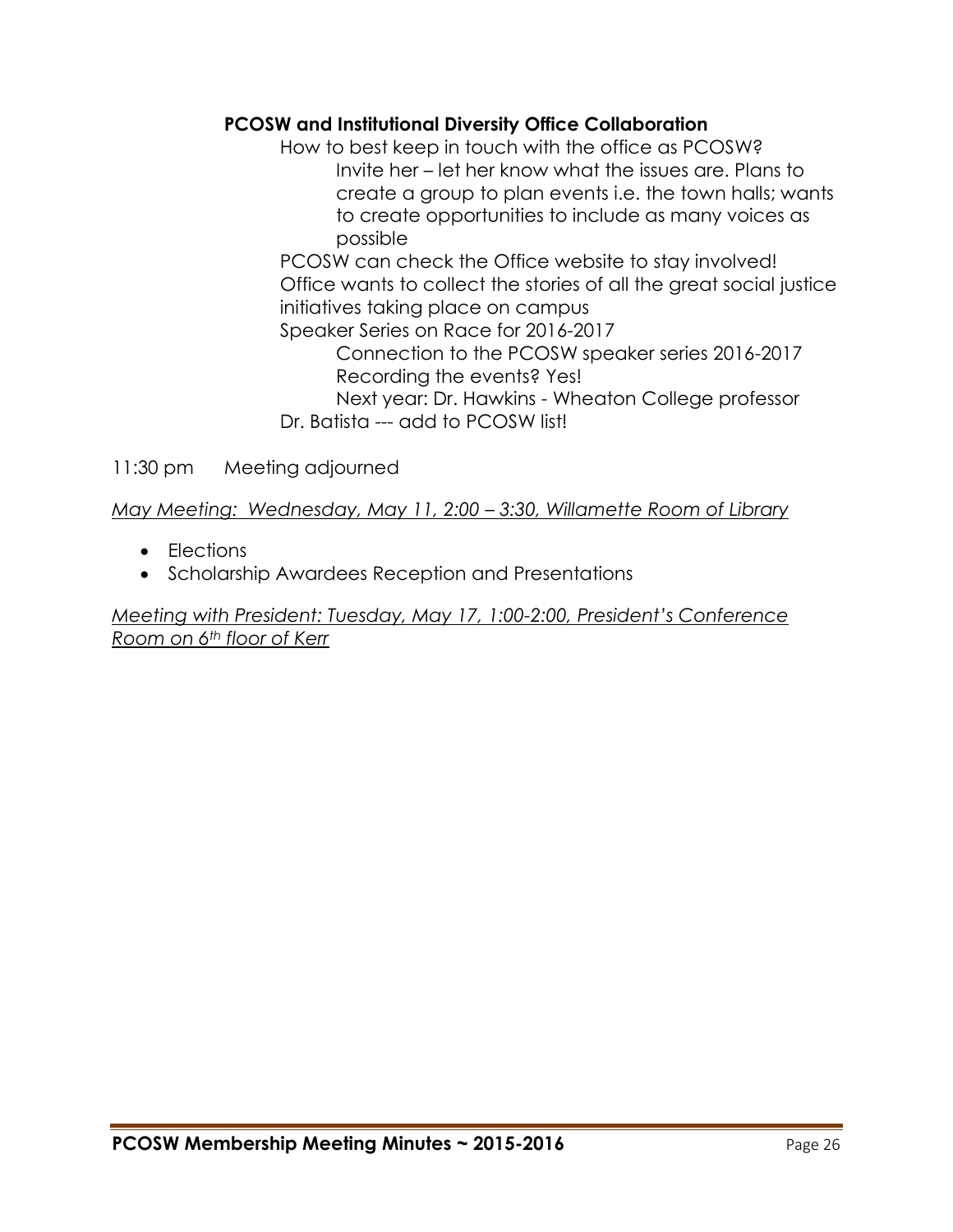**PCOSW and Institutional Diversity Office Collaboration**

How to best keep in touch with the office as PCOSW?

- Invite her – let her know what the issues are. Plans to create a group to plan events i.e. the town halls; wants to create opportunities to include as many voices as possible

PCOSW can check the Office website to stay involved!

Office wants to collect the stories of all the great social justice initiatives taking place on campus

Speaker Series on Race for 2016-2017

- Connection to the PCOSW speaker series 2016-2017
- Recording the events? Yes!
- Next year: Dr. Hawkins - Wheaton College professor

Dr. Batista --- add to PCOSW list!

11:30 pm Meeting adjourned

*May Meeting: Wednesday, May 11, 2:00 – 3:30, Willamette Room of Library*

- Elections
- Scholarship Awardees Reception and Presentations

*Meeting with President: Tuesday, May 17, 1:00-2:00, President's Conference Room on 6th floor of Kerr*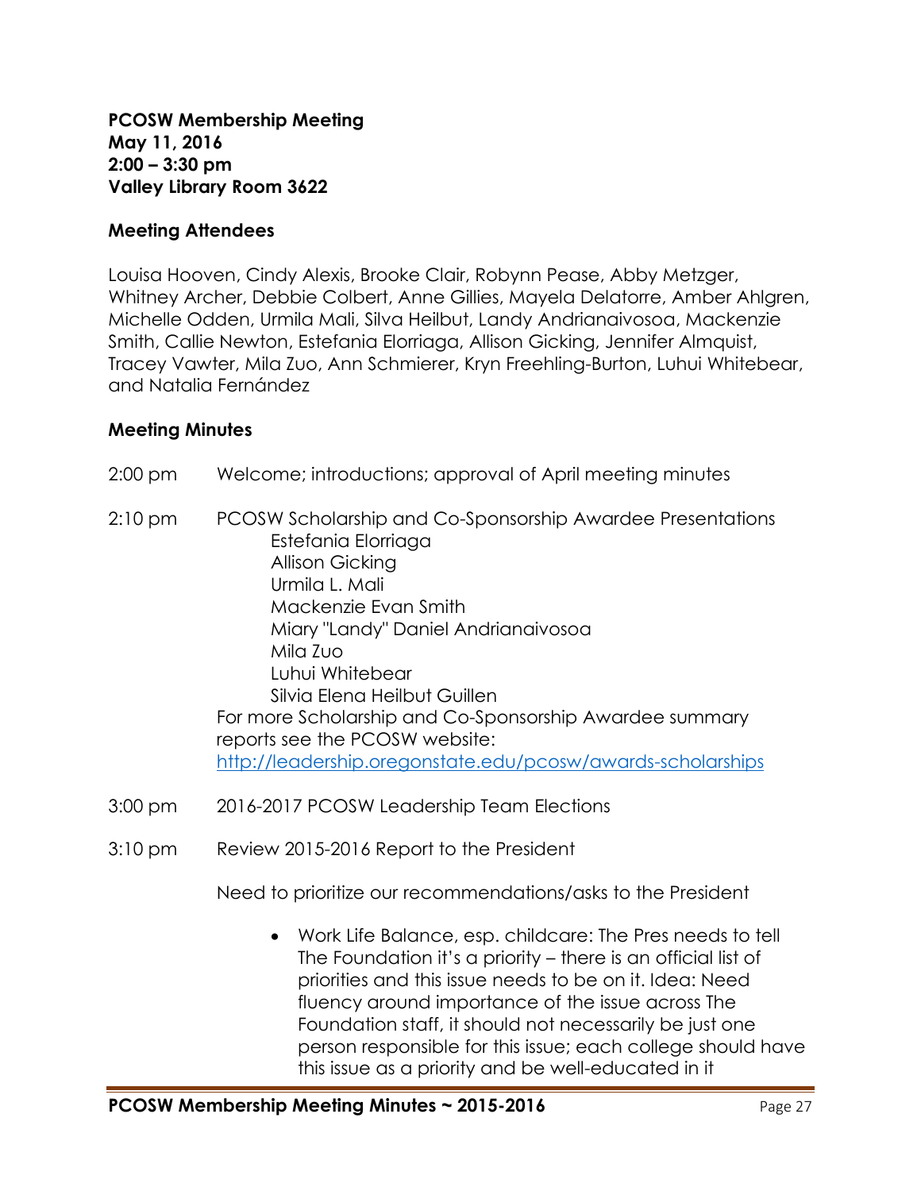**PCOSW Membership Meeting**
**May 11, 2016**
**2:00 – 3:30 pm**
**Valley Library Room 3622**

**Meeting Attendees**

Louisa Hooven, Cindy Alexis, Brooke Clair, Robynn Pease, Abby Metzger, Whitney Archer, Debbie Colbert, Anne Gillies, Mayela Delatorre, Amber Ahlgren, Michelle Odden, Urmila Mali, Silva Heilbut, Landy Andrianaivosoa, Mackenzie Smith, Callie Newton, Estefania Elorriaga, Allison Gicking, Jennifer Almquist, Tracey Vawter, Mila Zuo, Ann Schmierer, Kryn Freehling-Burton, Luhui Whitebear, and Natalia Fernández

**Meeting Minutes**

2:00 pm Welcome; introductions; approval of April meeting minutes

2:10 pm PCOSW Scholarship and Co-Sponsorship Awardee Presentations

Estefania Elorriaga
Allison Gicking
Urmila L. Mali
Mackenzie Evan Smith
Miary "Landy" Daniel Andrianaivosoa
Mila Zuo
Luhui Whitebear
Silvia Elena Heilbut Guillen

For more Scholarship and Co-Sponsorship Awardee summary reports see the PCOSW website: http://leadership.oregonstate.edu/pcosw/awards-scholarships

3:00 pm 2016-2017 PCOSW Leadership Team Elections

3:10 pm Review 2015-2016 Report to the President

Need to prioritize our recommendations/asks to the President

- Work Life Balance, esp. childcare: The Pres needs to tell The Foundation it's a priority – there is an official list of priorities and this issue needs to be on it. Idea: Need fluency around importance of the issue across The Foundation staff, it should not necessarily be just one person responsible for this issue; each college should have this issue as a priority and be well-educated in it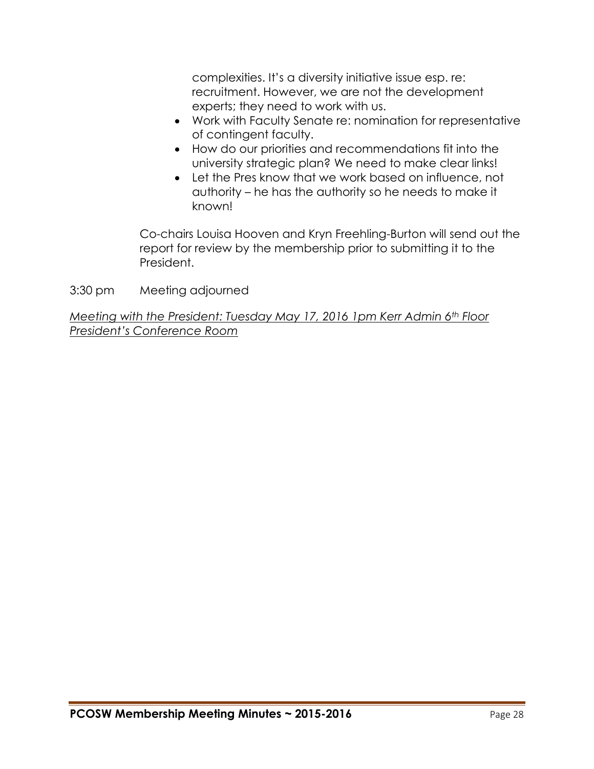complexities. It's a diversity initiative issue esp. re: recruitment. However, we are not the development experts; they need to work with us.

- Work with Faculty Senate re: nomination for representative of contingent faculty.
- How do our priorities and recommendations fit into the university strategic plan? We need to make clear links!
- Let the Pres know that we work based on influence, not authority – he has the authority so he needs to make it known!

Co-chairs Louisa Hooven and Kryn Freehling-Burton will send out the report for review by the membership prior to submitting it to the President.

3:30 pm Meeting adjourned

*Meeting with the President: Tuesday May 17, 2016 1pm Kerr Admin 6th Floor President's Conference Room*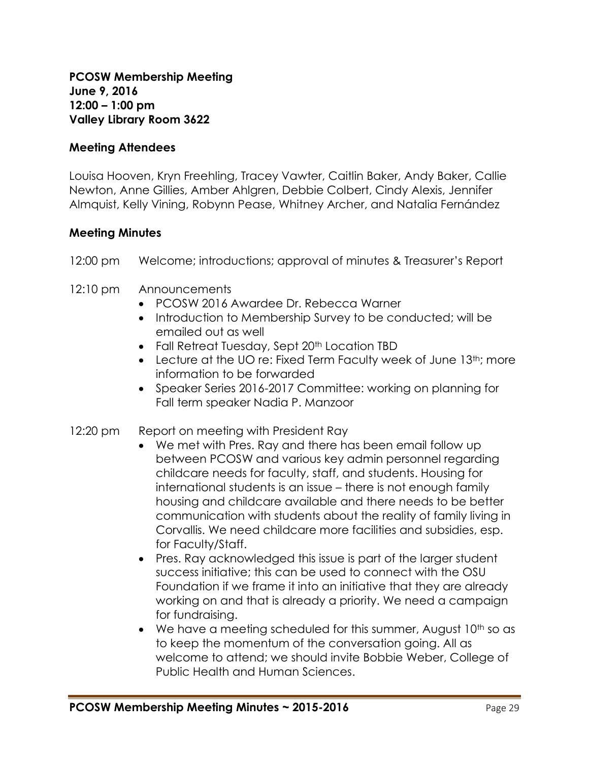**PCOSW Membership Meeting**
**June 9, 2016**
**12:00 – 1:00 pm**
**Valley Library Room 3622**

## Meeting Attendees

Louisa Hooven, Kryn Freehling, Tracey Vawter, Caitlin Baker, Andy Baker, Callie Newton, Anne Gillies, Amber Ahlgren, Debbie Colbert, Cindy Alexis, Jennifer Almquist, Kelly Vining, Robynn Pease, Whitney Archer, and Natalia Fernández

## Meeting Minutes

12:00 pm Welcome; introductions; approval of minutes & Treasurer's Report

12:10 pm Announcements

- PCOSW 2016 Awardee Dr. Rebecca Warner
- Introduction to Membership Survey to be conducted; will be emailed out as well
- Fall Retreat Tuesday, Sept 20th Location TBD
- Lecture at the UO re: Fixed Term Faculty week of June 13th; more information to be forwarded
- Speaker Series 2016-2017 Committee: working on planning for Fall term speaker Nadia P. Manzoor

12:20 pm Report on meeting with President Ray

- We met with Pres. Ray and there has been email follow up between PCOSW and various key admin personnel regarding childcare needs for faculty, staff, and students. Housing for international students is an issue – there is not enough family housing and childcare available and there needs to be better communication with students about the reality of family living in Corvallis. We need childcare more facilities and subsidies, esp. for Faculty/Staff.
- Pres. Ray acknowledged this issue is part of the larger student success initiative; this can be used to connect with the OSU Foundation if we frame it into an initiative that they are already working on and that is already a priority. We need a campaign for fundraising.
- We have a meeting scheduled for this summer, August 10th so as to keep the momentum of the conversation going. All as welcome to attend; we should invite Bobbie Weber, College of Public Health and Human Sciences.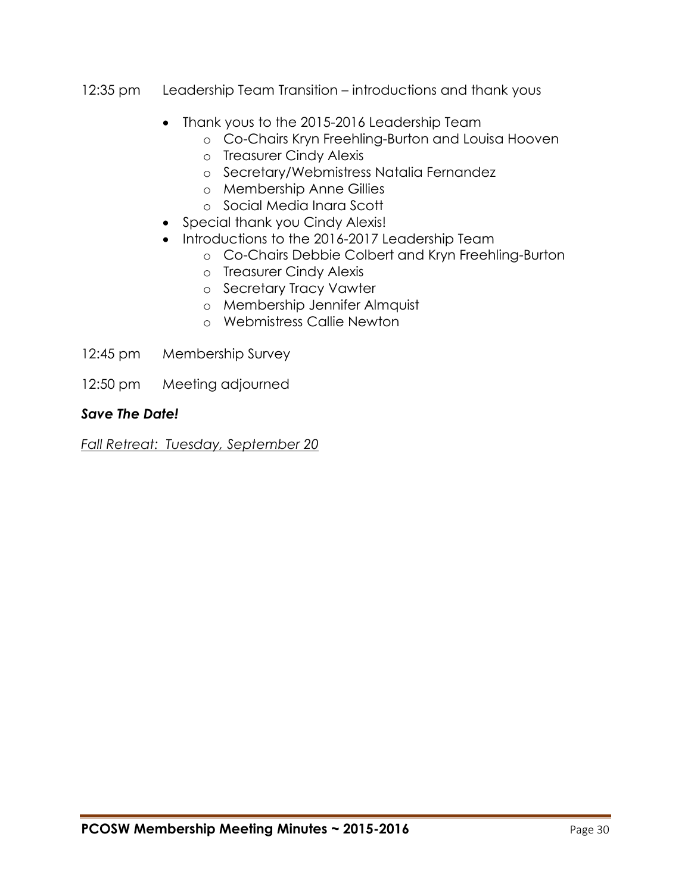12:35 pm Leadership Team Transition – introductions and thank yous

- Thank yous to the 2015-2016 Leadership Team
  - Co-Chairs Kryn Freehling-Burton and Louisa Hooven
  - Treasurer Cindy Alexis
  - Secretary/Webmistress Natalia Fernandez
  - Membership Anne Gillies
  - Social Media Inara Scott
- Special thank you Cindy Alexis!
- Introductions to the 2016-2017 Leadership Team
  - Co-Chairs Debbie Colbert and Kryn Freehling-Burton
  - Treasurer Cindy Alexis
  - Secretary Tracy Vawter
  - Membership Jennifer Almquist
  - Webmistress Callie Newton

12:45 pm Membership Survey

12:50 pm Meeting adjourned

***Save The Date!***

*Fall Retreat: Tuesday, September 20*